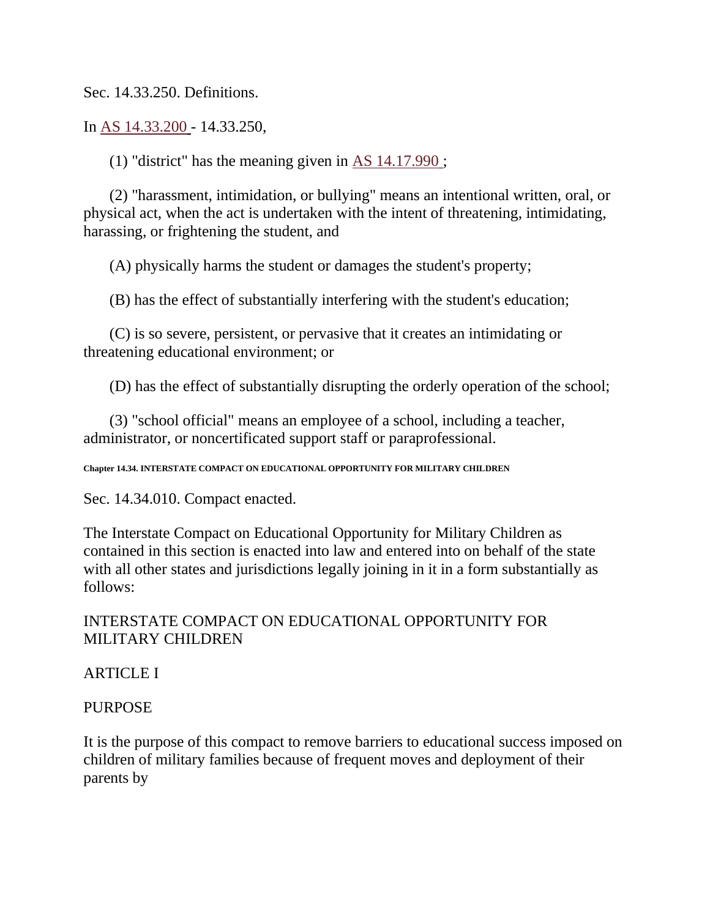Sec. 14.33.250. Definitions.

In AS 14.33.200 - 14.33.250,

(1) "district" has the meaning given in AS 14.17.990 ;

(2) "harassment, intimidation, or bullying" means an intentional written, oral, or physical act, when the act is undertaken with the intent of threatening, intimidating, harassing, or frightening the student, and

(A) physically harms the student or damages the student's property;

(B) has the effect of substantially interfering with the student's education;

(C) is so severe, persistent, or pervasive that it creates an intimidating or threatening educational environment; or

(D) has the effect of substantially disrupting the orderly operation of the school;

(3) "school official" means an employee of a school, including a teacher, administrator, or noncertificated support staff or paraprofessional.

**Chapter 14.34. INTERSTATE COMPACT ON EDUCATIONAL OPPORTUNITY FOR MILITARY CHILDREN**

Sec. 14.34.010. Compact enacted.

The Interstate Compact on Educational Opportunity for Military Children as contained in this section is enacted into law and entered into on behalf of the state with all other states and jurisdictions legally joining in it in a form substantially as follows:

INTERSTATE COMPACT ON EDUCATIONAL OPPORTUNITY FOR MILITARY CHILDREN

ARTICLE I

PURPOSE

It is the purpose of this compact to remove barriers to educational success imposed on children of military families because of frequent moves and deployment of their parents by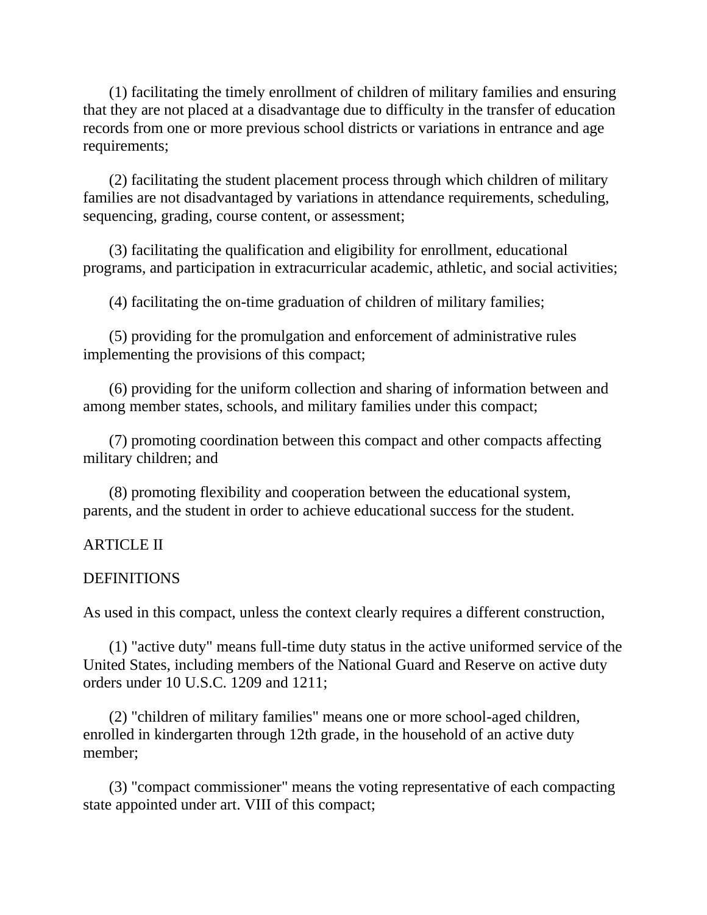(1) facilitating the timely enrollment of children of military families and ensuring that they are not placed at a disadvantage due to difficulty in the transfer of education records from one or more previous school districts or variations in entrance and age requirements;

(2) facilitating the student placement process through which children of military families are not disadvantaged by variations in attendance requirements, scheduling, sequencing, grading, course content, or assessment;

(3) facilitating the qualification and eligibility for enrollment, educational programs, and participation in extracurricular academic, athletic, and social activities;

(4) facilitating the on-time graduation of children of military families;

(5) providing for the promulgation and enforcement of administrative rules implementing the provisions of this compact;

(6) providing for the uniform collection and sharing of information between and among member states, schools, and military families under this compact;

(7) promoting coordination between this compact and other compacts affecting military children; and

(8) promoting flexibility and cooperation between the educational system, parents, and the student in order to achieve educational success for the student.

ARTICLE II

DEFINITIONS

As used in this compact, unless the context clearly requires a different construction,

(1) "active duty" means full-time duty status in the active uniformed service of the United States, including members of the National Guard and Reserve on active duty orders under 10 U.S.C. 1209 and 1211;

(2) "children of military families" means one or more school-aged children, enrolled in kindergarten through 12th grade, in the household of an active duty member;

(3) "compact commissioner" means the voting representative of each compacting state appointed under art. VIII of this compact;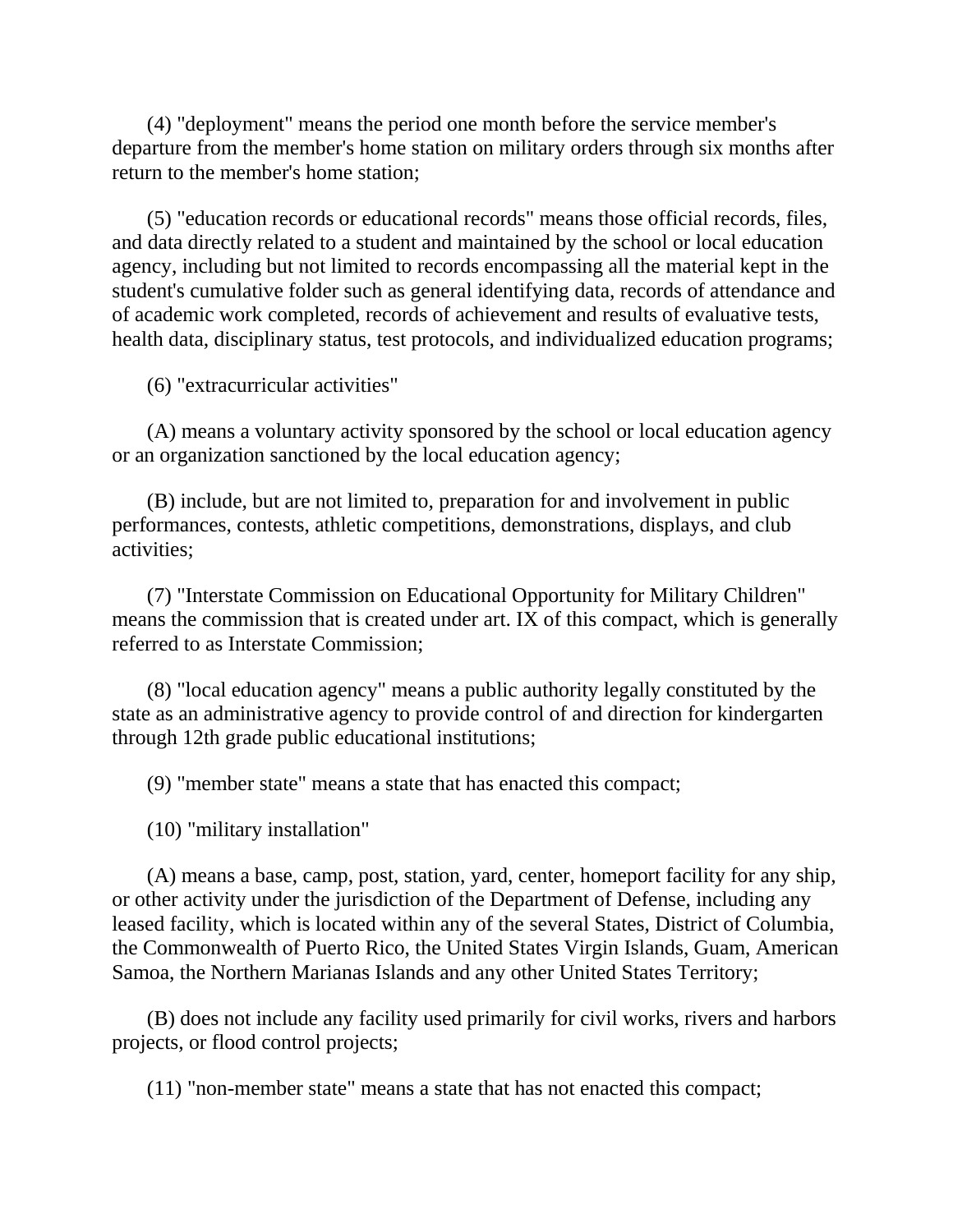(4) "deployment" means the period one month before the service member's departure from the member's home station on military orders through six months after return to the member's home station;

(5) "education records or educational records" means those official records, files, and data directly related to a student and maintained by the school or local education agency, including but not limited to records encompassing all the material kept in the student's cumulative folder such as general identifying data, records of attendance and of academic work completed, records of achievement and results of evaluative tests, health data, disciplinary status, test protocols, and individualized education programs;

(6) "extracurricular activities"

(A) means a voluntary activity sponsored by the school or local education agency or an organization sanctioned by the local education agency;

(B) include, but are not limited to, preparation for and involvement in public performances, contests, athletic competitions, demonstrations, displays, and club activities;

(7) "Interstate Commission on Educational Opportunity for Military Children" means the commission that is created under art. IX of this compact, which is generally referred to as Interstate Commission;

(8) "local education agency" means a public authority legally constituted by the state as an administrative agency to provide control of and direction for kindergarten through 12th grade public educational institutions;

(9) "member state" means a state that has enacted this compact;

(10) "military installation"

(A) means a base, camp, post, station, yard, center, homeport facility for any ship, or other activity under the jurisdiction of the Department of Defense, including any leased facility, which is located within any of the several States, District of Columbia, the Commonwealth of Puerto Rico, the United States Virgin Islands, Guam, American Samoa, the Northern Marianas Islands and any other United States Territory;

(B) does not include any facility used primarily for civil works, rivers and harbors projects, or flood control projects;

(11) "non-member state" means a state that has not enacted this compact;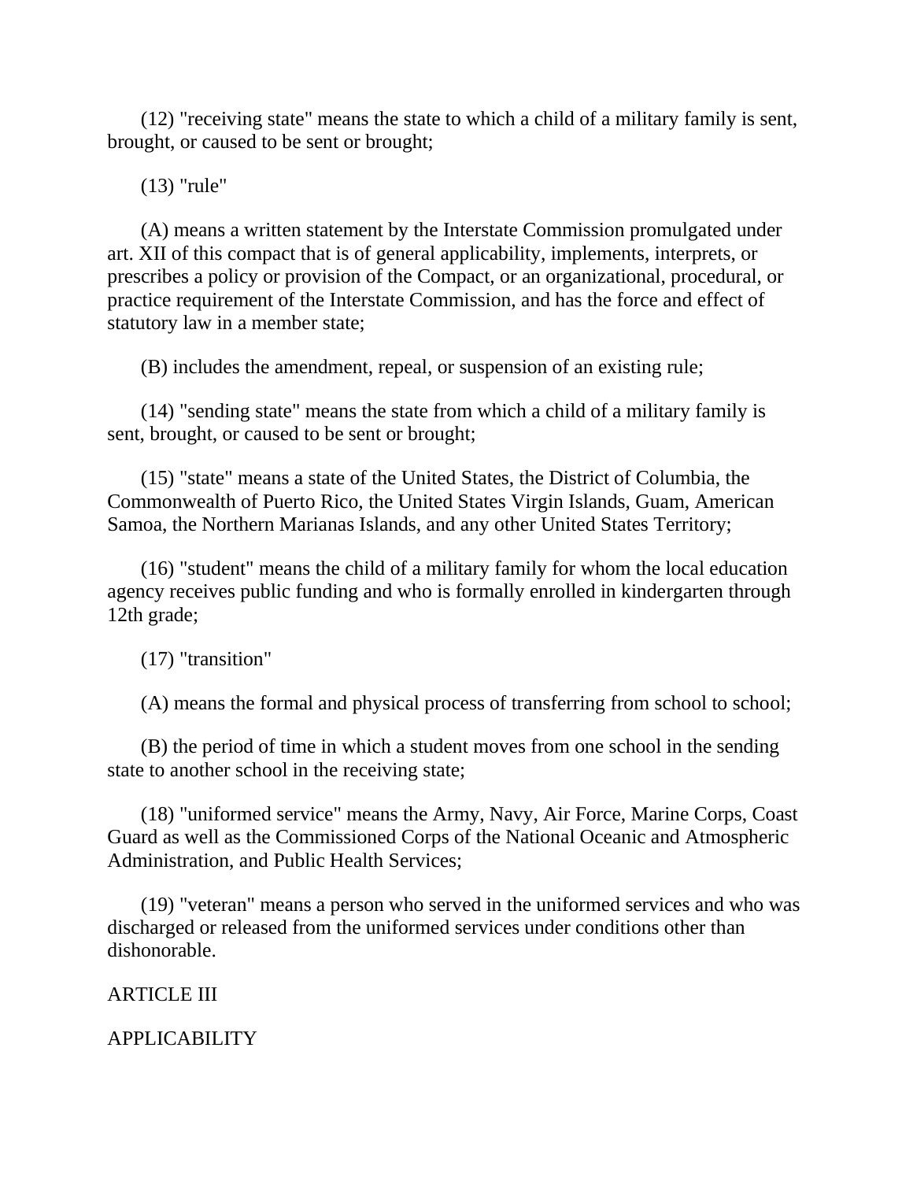(12) "receiving state" means the state to which a child of a military family is sent, brought, or caused to be sent or brought;

(13) "rule"

(A) means a written statement by the Interstate Commission promulgated under art. XII of this compact that is of general applicability, implements, interprets, or prescribes a policy or provision of the Compact, or an organizational, procedural, or practice requirement of the Interstate Commission, and has the force and effect of statutory law in a member state;

(B) includes the amendment, repeal, or suspension of an existing rule;

(14) "sending state" means the state from which a child of a military family is sent, brought, or caused to be sent or brought;

(15) "state" means a state of the United States, the District of Columbia, the Commonwealth of Puerto Rico, the United States Virgin Islands, Guam, American Samoa, the Northern Marianas Islands, and any other United States Territory;

(16) "student" means the child of a military family for whom the local education agency receives public funding and who is formally enrolled in kindergarten through 12th grade;

(17) "transition"

(A) means the formal and physical process of transferring from school to school;

(B) the period of time in which a student moves from one school in the sending state to another school in the receiving state;

(18) "uniformed service" means the Army, Navy, Air Force, Marine Corps, Coast Guard as well as the Commissioned Corps of the National Oceanic and Atmospheric Administration, and Public Health Services;

(19) "veteran" means a person who served in the uniformed services and who was discharged or released from the uniformed services under conditions other than dishonorable.

ARTICLE III

APPLICABILITY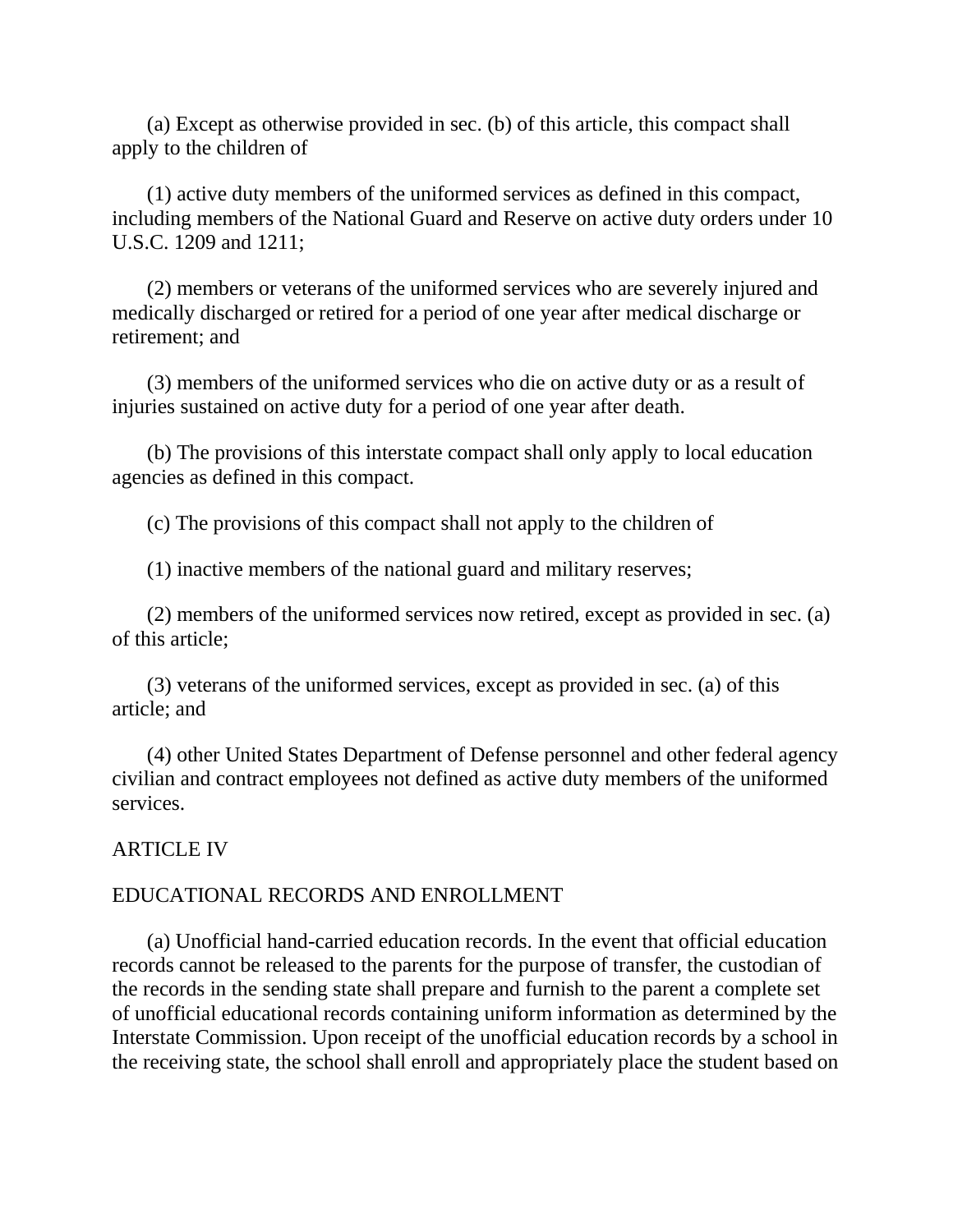(a) Except as otherwise provided in sec. (b) of this article, this compact shall apply to the children of

(1) active duty members of the uniformed services as defined in this compact, including members of the National Guard and Reserve on active duty orders under 10 U.S.C. 1209 and 1211;

(2) members or veterans of the uniformed services who are severely injured and medically discharged or retired for a period of one year after medical discharge or retirement; and

(3) members of the uniformed services who die on active duty or as a result of injuries sustained on active duty for a period of one year after death.

(b) The provisions of this interstate compact shall only apply to local education agencies as defined in this compact.

(c) The provisions of this compact shall not apply to the children of

(1) inactive members of the national guard and military reserves;

(2) members of the uniformed services now retired, except as provided in sec. (a) of this article;

(3) veterans of the uniformed services, except as provided in sec. (a) of this article; and

(4) other United States Department of Defense personnel and other federal agency civilian and contract employees not defined as active duty members of the uniformed services.

## ARTICLE IV

## EDUCATIONAL RECORDS AND ENROLLMENT

(a) Unofficial hand-carried education records. In the event that official education records cannot be released to the parents for the purpose of transfer, the custodian of the records in the sending state shall prepare and furnish to the parent a complete set of unofficial educational records containing uniform information as determined by the Interstate Commission. Upon receipt of the unofficial education records by a school in the receiving state, the school shall enroll and appropriately place the student based on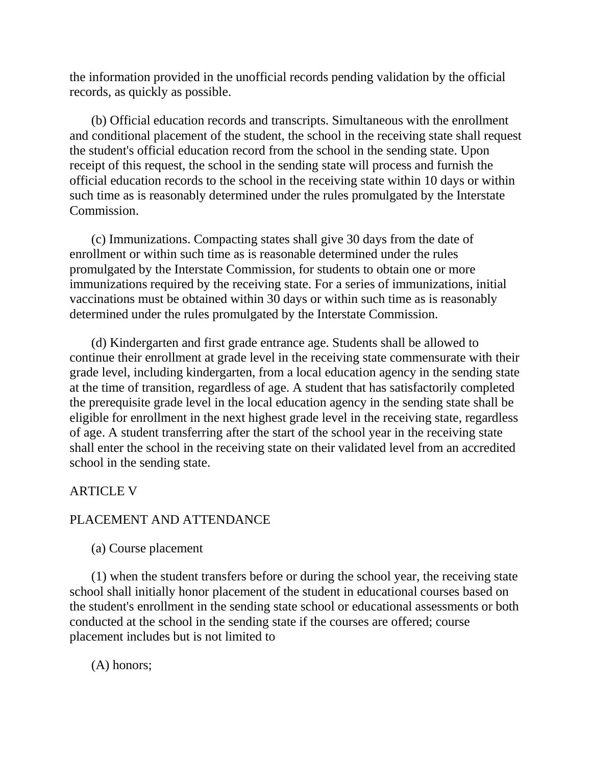the information provided in the unofficial records pending validation by the official records, as quickly as possible.

(b) Official education records and transcripts. Simultaneous with the enrollment and conditional placement of the student, the school in the receiving state shall request the student's official education record from the school in the sending state. Upon receipt of this request, the school in the sending state will process and furnish the official education records to the school in the receiving state within 10 days or within such time as is reasonably determined under the rules promulgated by the Interstate Commission.

(c) Immunizations. Compacting states shall give 30 days from the date of enrollment or within such time as is reasonable determined under the rules promulgated by the Interstate Commission, for students to obtain one or more immunizations required by the receiving state. For a series of immunizations, initial vaccinations must be obtained within 30 days or within such time as is reasonably determined under the rules promulgated by the Interstate Commission.

(d) Kindergarten and first grade entrance age. Students shall be allowed to continue their enrollment at grade level in the receiving state commensurate with their grade level, including kindergarten, from a local education agency in the sending state at the time of transition, regardless of age. A student that has satisfactorily completed the prerequisite grade level in the local education agency in the sending state shall be eligible for enrollment in the next highest grade level in the receiving state, regardless of age. A student transferring after the start of the school year in the receiving state shall enter the school in the receiving state on their validated level from an accredited school in the sending state.

ARTICLE V

PLACEMENT AND ATTENDANCE

(a) Course placement

(1) when the student transfers before or during the school year, the receiving state school shall initially honor placement of the student in educational courses based on the student's enrollment in the sending state school or educational assessments or both conducted at the school in the sending state if the courses are offered; course placement includes but is not limited to

(A) honors;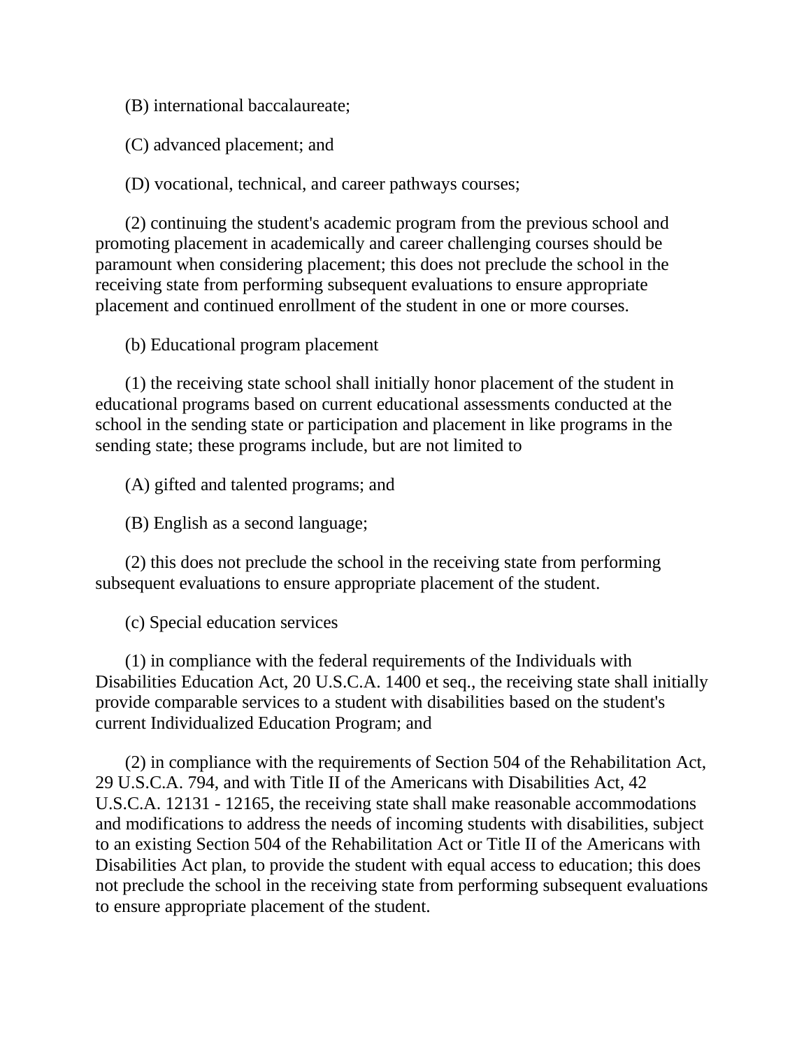(B) international baccalaureate;

(C) advanced placement; and

(D) vocational, technical, and career pathways courses;

(2) continuing the student's academic program from the previous school and promoting placement in academically and career challenging courses should be paramount when considering placement; this does not preclude the school in the receiving state from performing subsequent evaluations to ensure appropriate placement and continued enrollment of the student in one or more courses.

(b) Educational program placement

(1) the receiving state school shall initially honor placement of the student in educational programs based on current educational assessments conducted at the school in the sending state or participation and placement in like programs in the sending state; these programs include, but are not limited to

(A) gifted and talented programs; and

(B) English as a second language;

(2) this does not preclude the school in the receiving state from performing subsequent evaluations to ensure appropriate placement of the student.

(c) Special education services

(1) in compliance with the federal requirements of the Individuals with Disabilities Education Act, 20 U.S.C.A. 1400 et seq., the receiving state shall initially provide comparable services to a student with disabilities based on the student's current Individualized Education Program; and

(2) in compliance with the requirements of Section 504 of the Rehabilitation Act, 29 U.S.C.A. 794, and with Title II of the Americans with Disabilities Act, 42 U.S.C.A. 12131 - 12165, the receiving state shall make reasonable accommodations and modifications to address the needs of incoming students with disabilities, subject to an existing Section 504 of the Rehabilitation Act or Title II of the Americans with Disabilities Act plan, to provide the student with equal access to education; this does not preclude the school in the receiving state from performing subsequent evaluations to ensure appropriate placement of the student.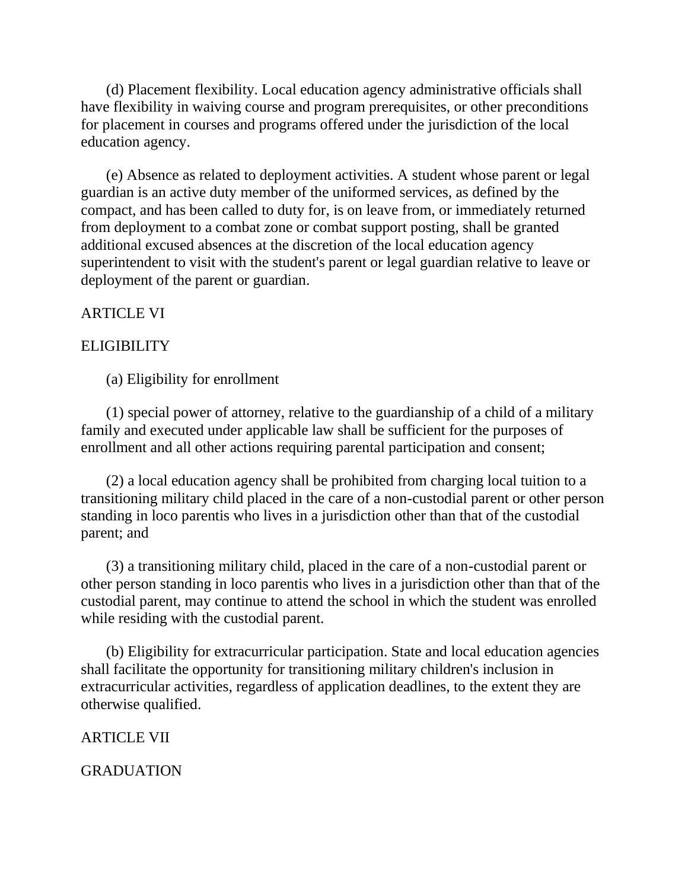(d) Placement flexibility. Local education agency administrative officials shall have flexibility in waiving course and program prerequisites, or other preconditions for placement in courses and programs offered under the jurisdiction of the local education agency.

(e) Absence as related to deployment activities. A student whose parent or legal guardian is an active duty member of the uniformed services, as defined by the compact, and has been called to duty for, is on leave from, or immediately returned from deployment to a combat zone or combat support posting, shall be granted additional excused absences at the discretion of the local education agency superintendent to visit with the student's parent or legal guardian relative to leave or deployment of the parent or guardian.

ARTICLE VI

ELIGIBILITY

(a) Eligibility for enrollment

(1) special power of attorney, relative to the guardianship of a child of a military family and executed under applicable law shall be sufficient for the purposes of enrollment and all other actions requiring parental participation and consent;

(2) a local education agency shall be prohibited from charging local tuition to a transitioning military child placed in the care of a non-custodial parent or other person standing in loco parentis who lives in a jurisdiction other than that of the custodial parent; and

(3) a transitioning military child, placed in the care of a non-custodial parent or other person standing in loco parentis who lives in a jurisdiction other than that of the custodial parent, may continue to attend the school in which the student was enrolled while residing with the custodial parent.

(b) Eligibility for extracurricular participation. State and local education agencies shall facilitate the opportunity for transitioning military children's inclusion in extracurricular activities, regardless of application deadlines, to the extent they are otherwise qualified.

ARTICLE VII

GRADUATION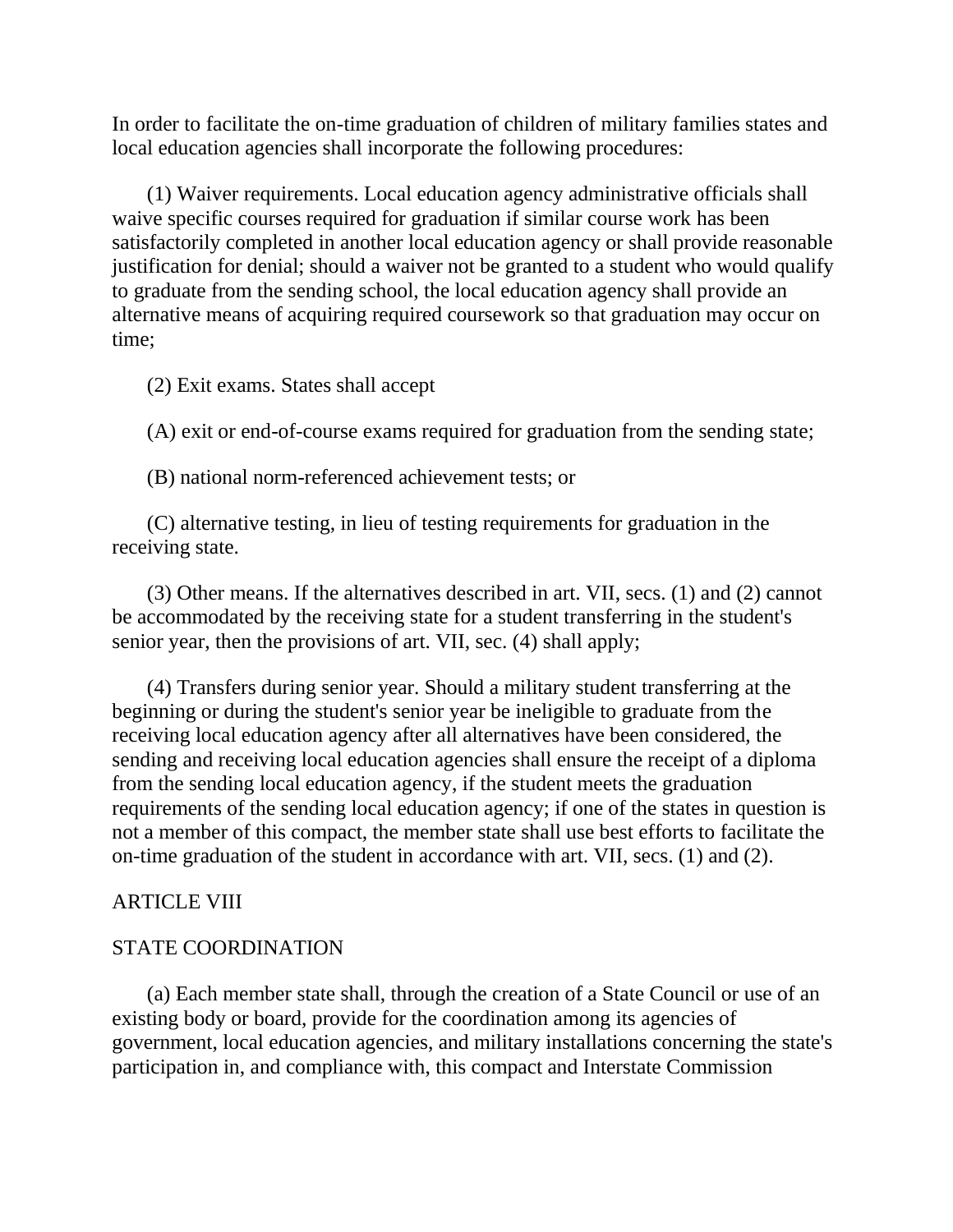In order to facilitate the on-time graduation of children of military families states and local education agencies shall incorporate the following procedures:

(1) Waiver requirements. Local education agency administrative officials shall waive specific courses required for graduation if similar course work has been satisfactorily completed in another local education agency or shall provide reasonable justification for denial; should a waiver not be granted to a student who would qualify to graduate from the sending school, the local education agency shall provide an alternative means of acquiring required coursework so that graduation may occur on time;

(2) Exit exams. States shall accept

(A) exit or end-of-course exams required for graduation from the sending state;

(B) national norm-referenced achievement tests; or

(C) alternative testing, in lieu of testing requirements for graduation in the receiving state.

(3) Other means. If the alternatives described in art. VII, secs. (1) and (2) cannot be accommodated by the receiving state for a student transferring in the student's senior year, then the provisions of art. VII, sec. (4) shall apply;

(4) Transfers during senior year. Should a military student transferring at the beginning or during the student's senior year be ineligible to graduate from the receiving local education agency after all alternatives have been considered, the sending and receiving local education agencies shall ensure the receipt of a diploma from the sending local education agency, if the student meets the graduation requirements of the sending local education agency; if one of the states in question is not a member of this compact, the member state shall use best efforts to facilitate the on-time graduation of the student in accordance with art. VII, secs. (1) and (2).

ARTICLE VIII

STATE COORDINATION

(a) Each member state shall, through the creation of a State Council or use of an existing body or board, provide for the coordination among its agencies of government, local education agencies, and military installations concerning the state's participation in, and compliance with, this compact and Interstate Commission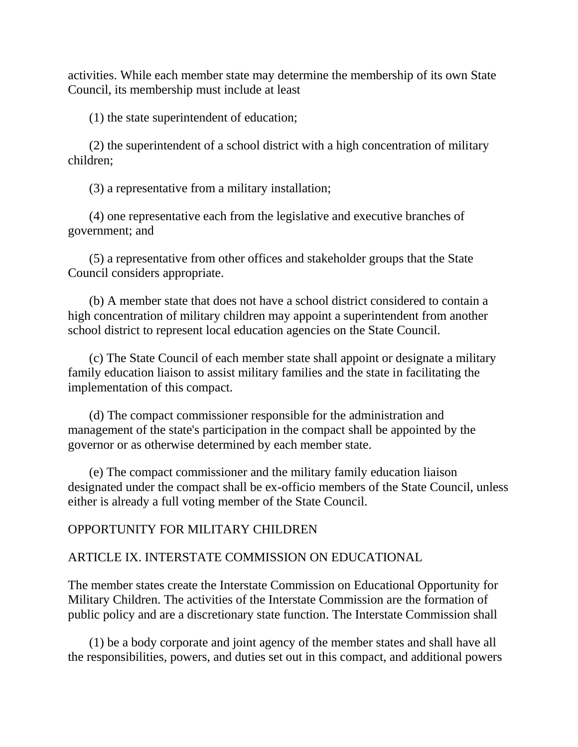activities. While each member state may determine the membership of its own State Council, its membership must include at least

(1) the state superintendent of education;

(2) the superintendent of a school district with a high concentration of military children;

(3) a representative from a military installation;

(4) one representative each from the legislative and executive branches of government; and

(5) a representative from other offices and stakeholder groups that the State Council considers appropriate.

(b) A member state that does not have a school district considered to contain a high concentration of military children may appoint a superintendent from another school district to represent local education agencies on the State Council.

(c) The State Council of each member state shall appoint or designate a military family education liaison to assist military families and the state in facilitating the implementation of this compact.

(d) The compact commissioner responsible for the administration and management of the state's participation in the compact shall be appointed by the governor or as otherwise determined by each member state.

(e) The compact commissioner and the military family education liaison designated under the compact shall be ex-officio members of the State Council, unless either is already a full voting member of the State Council.

OPPORTUNITY FOR MILITARY CHILDREN

ARTICLE IX. INTERSTATE COMMISSION ON EDUCATIONAL

The member states create the Interstate Commission on Educational Opportunity for Military Children. The activities of the Interstate Commission are the formation of public policy and are a discretionary state function. The Interstate Commission shall

(1) be a body corporate and joint agency of the member states and shall have all the responsibilities, powers, and duties set out in this compact, and additional powers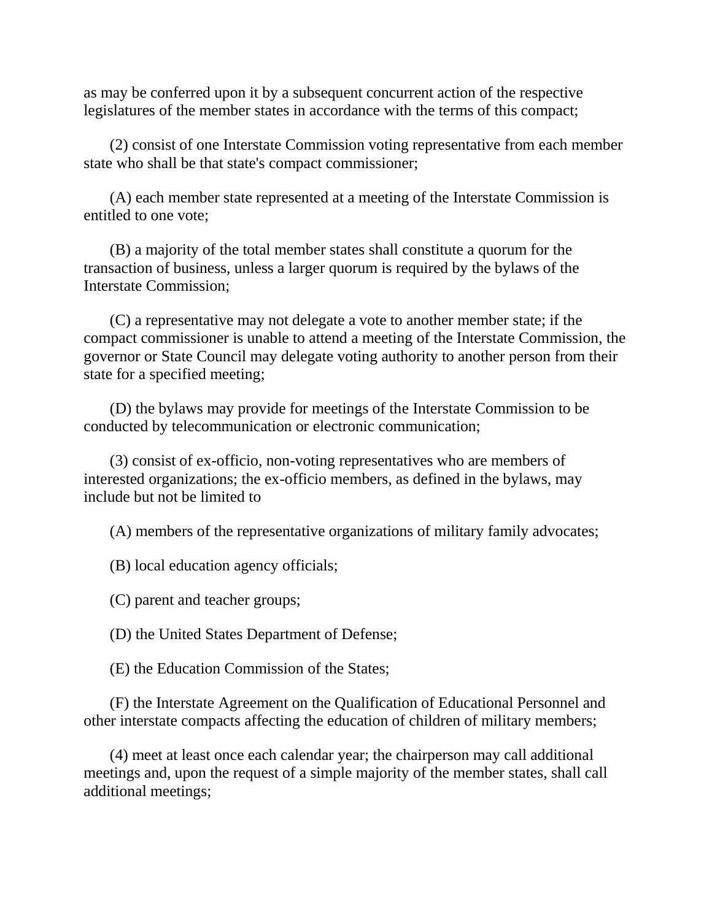as may be conferred upon it by a subsequent concurrent action of the respective legislatures of the member states in accordance with the terms of this compact;

(2) consist of one Interstate Commission voting representative from each member state who shall be that state's compact commissioner;

(A) each member state represented at a meeting of the Interstate Commission is entitled to one vote;

(B) a majority of the total member states shall constitute a quorum for the transaction of business, unless a larger quorum is required by the bylaws of the Interstate Commission;

(C) a representative may not delegate a vote to another member state; if the compact commissioner is unable to attend a meeting of the Interstate Commission, the governor or State Council may delegate voting authority to another person from their state for a specified meeting;

(D) the bylaws may provide for meetings of the Interstate Commission to be conducted by telecommunication or electronic communication;

(3) consist of ex-officio, non-voting representatives who are members of interested organizations; the ex-officio members, as defined in the bylaws, may include but not be limited to

(A) members of the representative organizations of military family advocates;

(B) local education agency officials;

(C) parent and teacher groups;

(D) the United States Department of Defense;

(E) the Education Commission of the States;

(F) the Interstate Agreement on the Qualification of Educational Personnel and other interstate compacts affecting the education of children of military members;

(4) meet at least once each calendar year; the chairperson may call additional meetings and, upon the request of a simple majority of the member states, shall call additional meetings;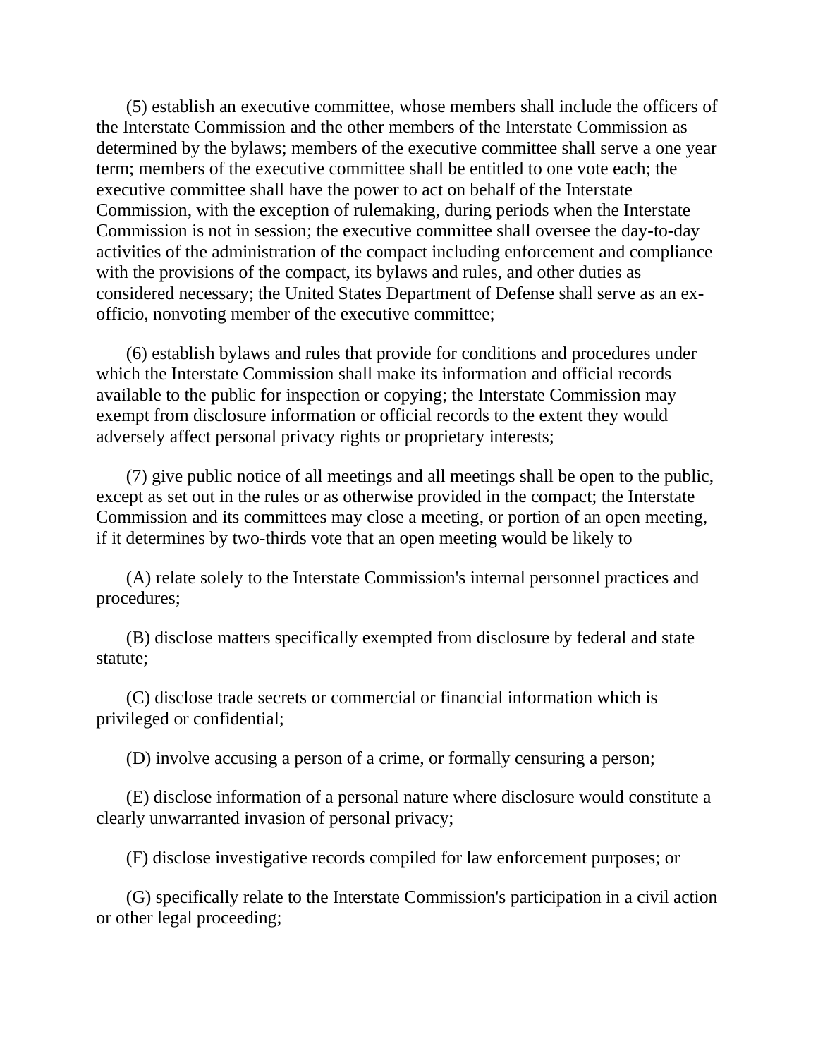(5) establish an executive committee, whose members shall include the officers of the Interstate Commission and the other members of the Interstate Commission as determined by the bylaws; members of the executive committee shall serve a one year term; members of the executive committee shall be entitled to one vote each; the executive committee shall have the power to act on behalf of the Interstate Commission, with the exception of rulemaking, during periods when the Interstate Commission is not in session; the executive committee shall oversee the day-to-day activities of the administration of the compact including enforcement and compliance with the provisions of the compact, its bylaws and rules, and other duties as considered necessary; the United States Department of Defense shall serve as an ex-officio, nonvoting member of the executive committee;

(6) establish bylaws and rules that provide for conditions and procedures under which the Interstate Commission shall make its information and official records available to the public for inspection or copying; the Interstate Commission may exempt from disclosure information or official records to the extent they would adversely affect personal privacy rights or proprietary interests;

(7) give public notice of all meetings and all meetings shall be open to the public, except as set out in the rules or as otherwise provided in the compact; the Interstate Commission and its committees may close a meeting, or portion of an open meeting, if it determines by two-thirds vote that an open meeting would be likely to

(A) relate solely to the Interstate Commission's internal personnel practices and procedures;

(B) disclose matters specifically exempted from disclosure by federal and state statute;

(C) disclose trade secrets or commercial or financial information which is privileged or confidential;

(D) involve accusing a person of a crime, or formally censuring a person;

(E) disclose information of a personal nature where disclosure would constitute a clearly unwarranted invasion of personal privacy;

(F) disclose investigative records compiled for law enforcement purposes; or

(G) specifically relate to the Interstate Commission's participation in a civil action or other legal proceeding;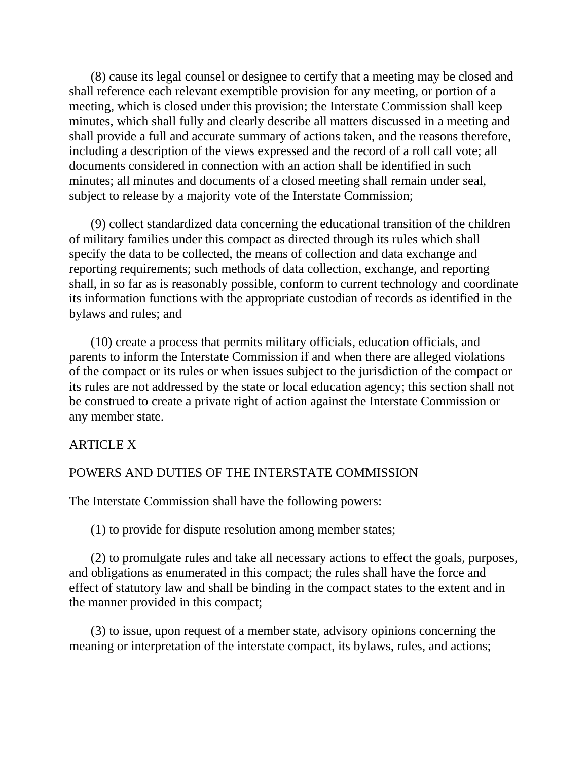(8) cause its legal counsel or designee to certify that a meeting may be closed and shall reference each relevant exemptible provision for any meeting, or portion of a meeting, which is closed under this provision; the Interstate Commission shall keep minutes, which shall fully and clearly describe all matters discussed in a meeting and shall provide a full and accurate summary of actions taken, and the reasons therefore, including a description of the views expressed and the record of a roll call vote; all documents considered in connection with an action shall be identified in such minutes; all minutes and documents of a closed meeting shall remain under seal, subject to release by a majority vote of the Interstate Commission;

(9) collect standardized data concerning the educational transition of the children of military families under this compact as directed through its rules which shall specify the data to be collected, the means of collection and data exchange and reporting requirements; such methods of data collection, exchange, and reporting shall, in so far as is reasonably possible, conform to current technology and coordinate its information functions with the appropriate custodian of records as identified in the bylaws and rules; and

(10) create a process that permits military officials, education officials, and parents to inform the Interstate Commission if and when there are alleged violations of the compact or its rules or when issues subject to the jurisdiction of the compact or its rules are not addressed by the state or local education agency; this section shall not be construed to create a private right of action against the Interstate Commission or any member state.

## ARTICLE X

## POWERS AND DUTIES OF THE INTERSTATE COMMISSION

The Interstate Commission shall have the following powers:

(1) to provide for dispute resolution among member states;

(2) to promulgate rules and take all necessary actions to effect the goals, purposes, and obligations as enumerated in this compact; the rules shall have the force and effect of statutory law and shall be binding in the compact states to the extent and in the manner provided in this compact;

(3) to issue, upon request of a member state, advisory opinions concerning the meaning or interpretation of the interstate compact, its bylaws, rules, and actions;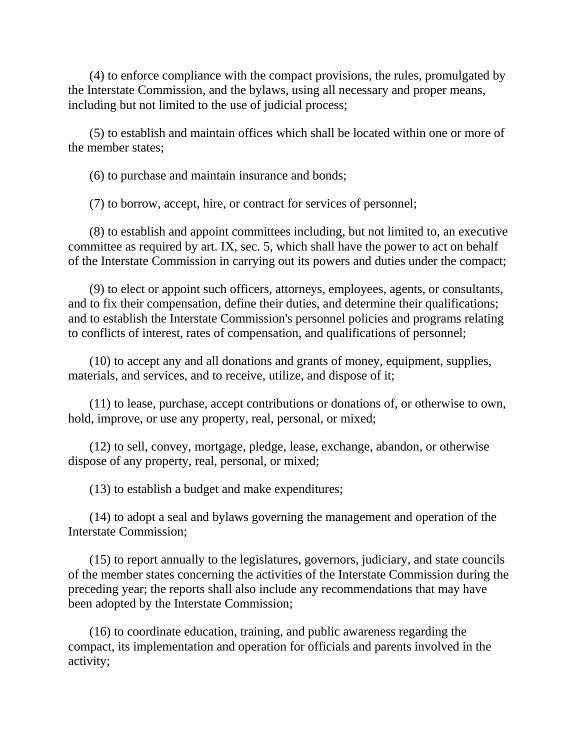(4) to enforce compliance with the compact provisions, the rules, promulgated by the Interstate Commission, and the bylaws, using all necessary and proper means, including but not limited to the use of judicial process;

(5) to establish and maintain offices which shall be located within one or more of the member states;

(6) to purchase and maintain insurance and bonds;

(7) to borrow, accept, hire, or contract for services of personnel;

(8) to establish and appoint committees including, but not limited to, an executive committee as required by art. IX, sec. 5, which shall have the power to act on behalf of the Interstate Commission in carrying out its powers and duties under the compact;

(9) to elect or appoint such officers, attorneys, employees, agents, or consultants, and to fix their compensation, define their duties, and determine their qualifications; and to establish the Interstate Commission's personnel policies and programs relating to conflicts of interest, rates of compensation, and qualifications of personnel;

(10) to accept any and all donations and grants of money, equipment, supplies, materials, and services, and to receive, utilize, and dispose of it;

(11) to lease, purchase, accept contributions or donations of, or otherwise to own, hold, improve, or use any property, real, personal, or mixed;

(12) to sell, convey, mortgage, pledge, lease, exchange, abandon, or otherwise dispose of any property, real, personal, or mixed;

(13) to establish a budget and make expenditures;

(14) to adopt a seal and bylaws governing the management and operation of the Interstate Commission;

(15) to report annually to the legislatures, governors, judiciary, and state councils of the member states concerning the activities of the Interstate Commission during the preceding year; the reports shall also include any recommendations that may have been adopted by the Interstate Commission;

(16) to coordinate education, training, and public awareness regarding the compact, its implementation and operation for officials and parents involved in the activity;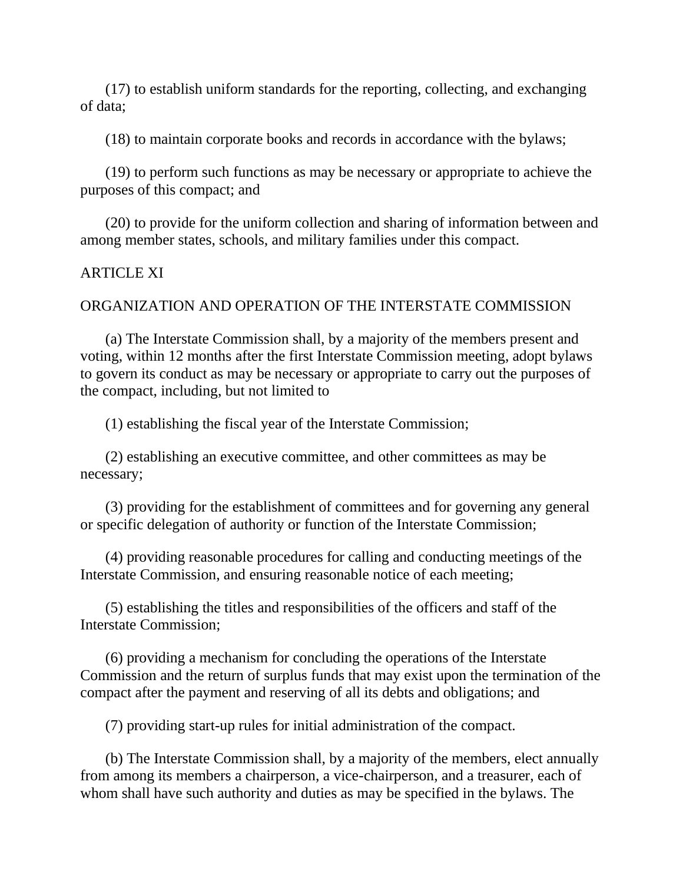(17) to establish uniform standards for the reporting, collecting, and exchanging of data;

(18) to maintain corporate books and records in accordance with the bylaws;

(19) to perform such functions as may be necessary or appropriate to achieve the purposes of this compact; and

(20) to provide for the uniform collection and sharing of information between and among member states, schools, and military families under this compact.

ARTICLE XI

ORGANIZATION AND OPERATION OF THE INTERSTATE COMMISSION

(a) The Interstate Commission shall, by a majority of the members present and voting, within 12 months after the first Interstate Commission meeting, adopt bylaws to govern its conduct as may be necessary or appropriate to carry out the purposes of the compact, including, but not limited to

(1) establishing the fiscal year of the Interstate Commission;

(2) establishing an executive committee, and other committees as may be necessary;

(3) providing for the establishment of committees and for governing any general or specific delegation of authority or function of the Interstate Commission;

(4) providing reasonable procedures for calling and conducting meetings of the Interstate Commission, and ensuring reasonable notice of each meeting;

(5) establishing the titles and responsibilities of the officers and staff of the Interstate Commission;

(6) providing a mechanism for concluding the operations of the Interstate Commission and the return of surplus funds that may exist upon the termination of the compact after the payment and reserving of all its debts and obligations; and

(7) providing start-up rules for initial administration of the compact.

(b) The Interstate Commission shall, by a majority of the members, elect annually from among its members a chairperson, a vice-chairperson, and a treasurer, each of whom shall have such authority and duties as may be specified in the bylaws. The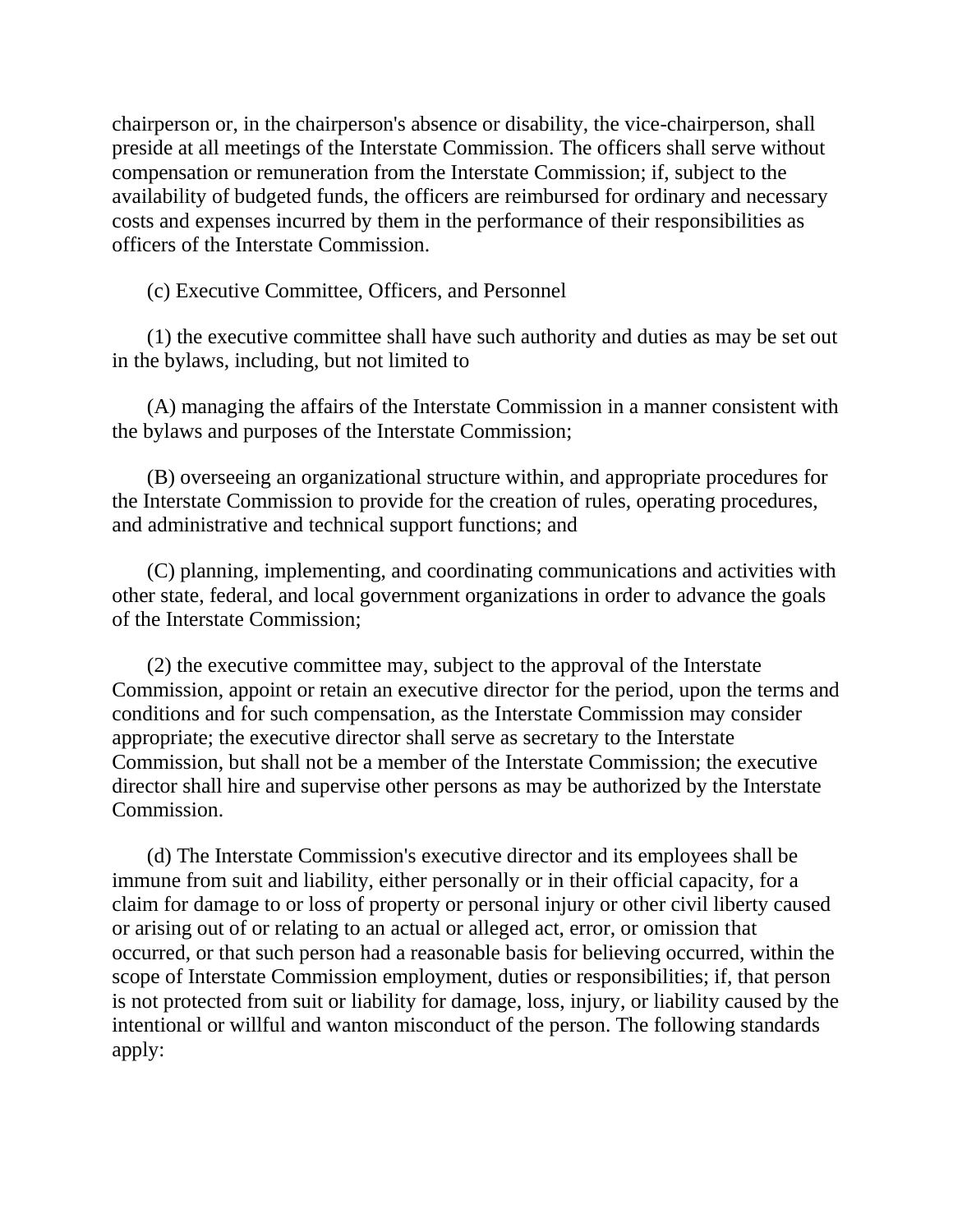chairperson or, in the chairperson's absence or disability, the vice-chairperson, shall preside at all meetings of the Interstate Commission. The officers shall serve without compensation or remuneration from the Interstate Commission; if, subject to the availability of budgeted funds, the officers are reimbursed for ordinary and necessary costs and expenses incurred by them in the performance of their responsibilities as officers of the Interstate Commission.

(c) Executive Committee, Officers, and Personnel

(1) the executive committee shall have such authority and duties as may be set out in the bylaws, including, but not limited to

(A) managing the affairs of the Interstate Commission in a manner consistent with the bylaws and purposes of the Interstate Commission;

(B) overseeing an organizational structure within, and appropriate procedures for the Interstate Commission to provide for the creation of rules, operating procedures, and administrative and technical support functions; and

(C) planning, implementing, and coordinating communications and activities with other state, federal, and local government organizations in order to advance the goals of the Interstate Commission;

(2) the executive committee may, subject to the approval of the Interstate Commission, appoint or retain an executive director for the period, upon the terms and conditions and for such compensation, as the Interstate Commission may consider appropriate; the executive director shall serve as secretary to the Interstate Commission, but shall not be a member of the Interstate Commission; the executive director shall hire and supervise other persons as may be authorized by the Interstate Commission.

(d) The Interstate Commission's executive director and its employees shall be immune from suit and liability, either personally or in their official capacity, for a claim for damage to or loss of property or personal injury or other civil liberty caused or arising out of or relating to an actual or alleged act, error, or omission that occurred, or that such person had a reasonable basis for believing occurred, within the scope of Interstate Commission employment, duties or responsibilities; if, that person is not protected from suit or liability for damage, loss, injury, or liability caused by the intentional or willful and wanton misconduct of the person. The following standards apply: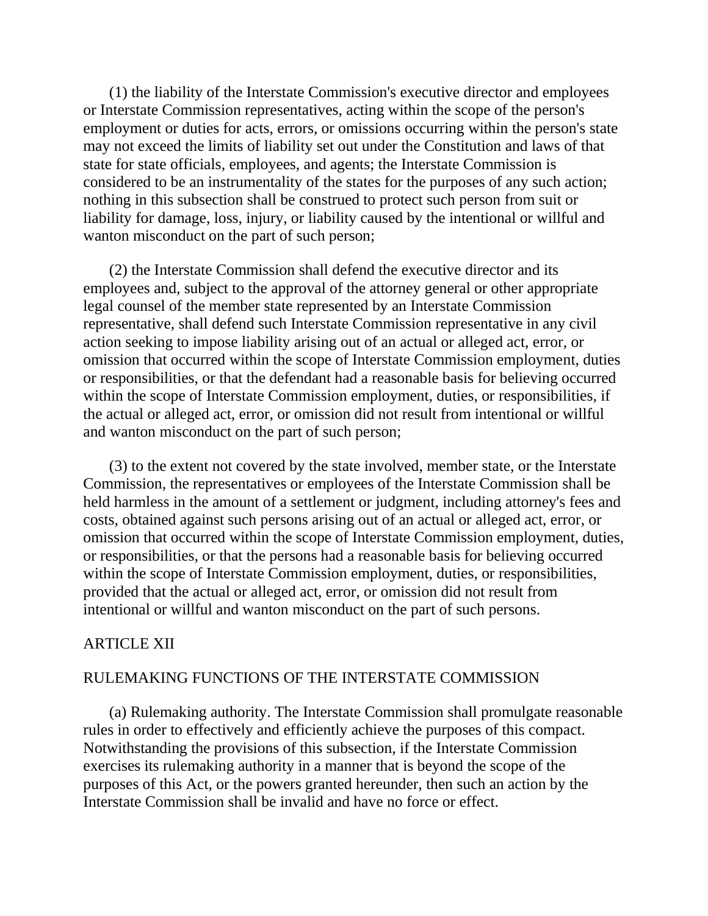(1) the liability of the Interstate Commission's executive director and employees or Interstate Commission representatives, acting within the scope of the person's employment or duties for acts, errors, or omissions occurring within the person's state may not exceed the limits of liability set out under the Constitution and laws of that state for state officials, employees, and agents; the Interstate Commission is considered to be an instrumentality of the states for the purposes of any such action; nothing in this subsection shall be construed to protect such person from suit or liability for damage, loss, injury, or liability caused by the intentional or willful and wanton misconduct on the part of such person;

(2) the Interstate Commission shall defend the executive director and its employees and, subject to the approval of the attorney general or other appropriate legal counsel of the member state represented by an Interstate Commission representative, shall defend such Interstate Commission representative in any civil action seeking to impose liability arising out of an actual or alleged act, error, or omission that occurred within the scope of Interstate Commission employment, duties or responsibilities, or that the defendant had a reasonable basis for believing occurred within the scope of Interstate Commission employment, duties, or responsibilities, if the actual or alleged act, error, or omission did not result from intentional or willful and wanton misconduct on the part of such person;

(3) to the extent not covered by the state involved, member state, or the Interstate Commission, the representatives or employees of the Interstate Commission shall be held harmless in the amount of a settlement or judgment, including attorney's fees and costs, obtained against such persons arising out of an actual or alleged act, error, or omission that occurred within the scope of Interstate Commission employment, duties, or responsibilities, or that the persons had a reasonable basis for believing occurred within the scope of Interstate Commission employment, duties, or responsibilities, provided that the actual or alleged act, error, or omission did not result from intentional or willful and wanton misconduct on the part of such persons.

## ARTICLE XII

## RULEMAKING FUNCTIONS OF THE INTERSTATE COMMISSION

(a) Rulemaking authority. The Interstate Commission shall promulgate reasonable rules in order to effectively and efficiently achieve the purposes of this compact. Notwithstanding the provisions of this subsection, if the Interstate Commission exercises its rulemaking authority in a manner that is beyond the scope of the purposes of this Act, or the powers granted hereunder, then such an action by the Interstate Commission shall be invalid and have no force or effect.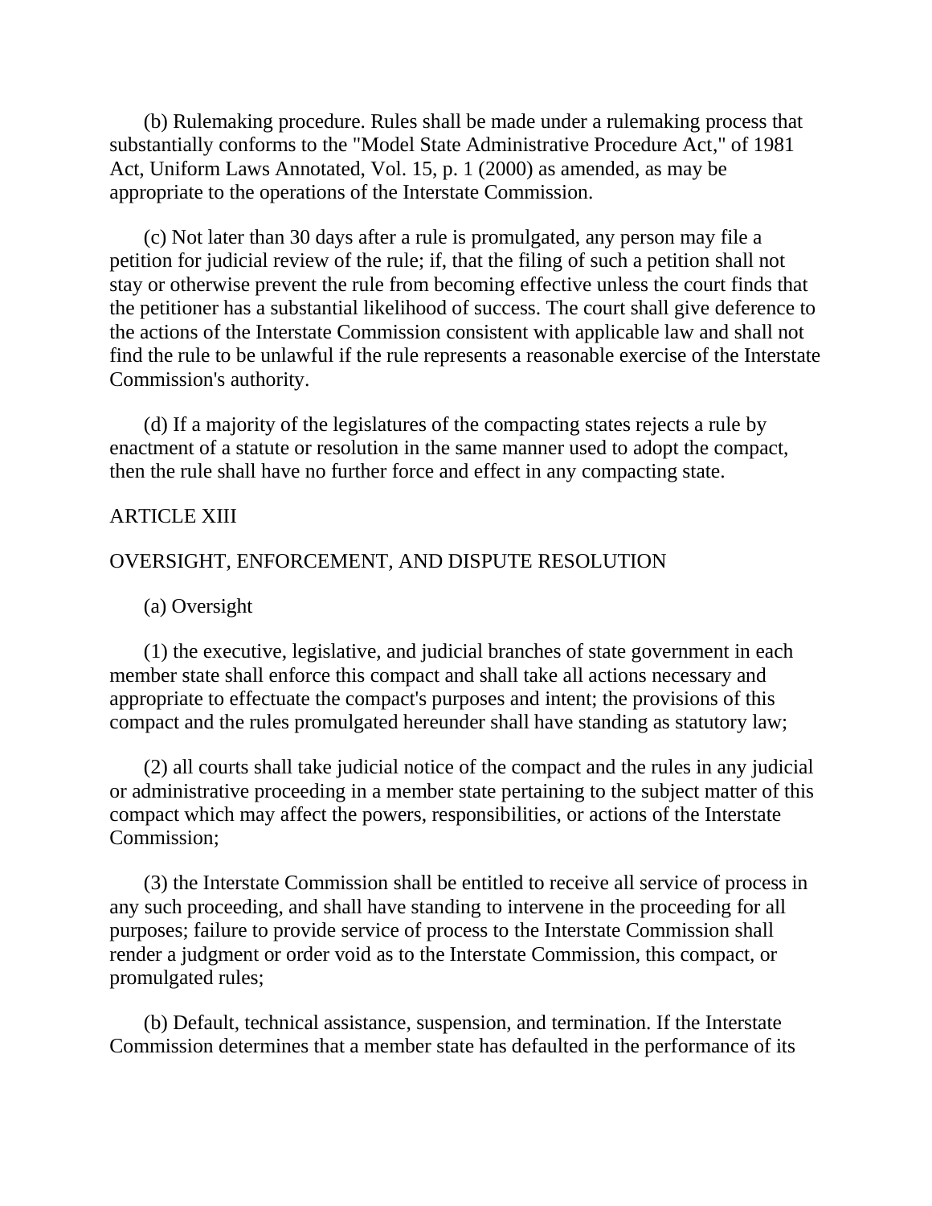(b) Rulemaking procedure. Rules shall be made under a rulemaking process that substantially conforms to the "Model State Administrative Procedure Act," of 1981 Act, Uniform Laws Annotated, Vol. 15, p. 1 (2000) as amended, as may be appropriate to the operations of the Interstate Commission.

(c) Not later than 30 days after a rule is promulgated, any person may file a petition for judicial review of the rule; if, that the filing of such a petition shall not stay or otherwise prevent the rule from becoming effective unless the court finds that the petitioner has a substantial likelihood of success. The court shall give deference to the actions of the Interstate Commission consistent with applicable law and shall not find the rule to be unlawful if the rule represents a reasonable exercise of the Interstate Commission's authority.

(d) If a majority of the legislatures of the compacting states rejects a rule by enactment of a statute or resolution in the same manner used to adopt the compact, then the rule shall have no further force and effect in any compacting state.

ARTICLE XIII

OVERSIGHT, ENFORCEMENT, AND DISPUTE RESOLUTION

(a) Oversight

(1) the executive, legislative, and judicial branches of state government in each member state shall enforce this compact and shall take all actions necessary and appropriate to effectuate the compact's purposes and intent; the provisions of this compact and the rules promulgated hereunder shall have standing as statutory law;

(2) all courts shall take judicial notice of the compact and the rules in any judicial or administrative proceeding in a member state pertaining to the subject matter of this compact which may affect the powers, responsibilities, or actions of the Interstate Commission;

(3) the Interstate Commission shall be entitled to receive all service of process in any such proceeding, and shall have standing to intervene in the proceeding for all purposes; failure to provide service of process to the Interstate Commission shall render a judgment or order void as to the Interstate Commission, this compact, or promulgated rules;

(b) Default, technical assistance, suspension, and termination. If the Interstate Commission determines that a member state has defaulted in the performance of its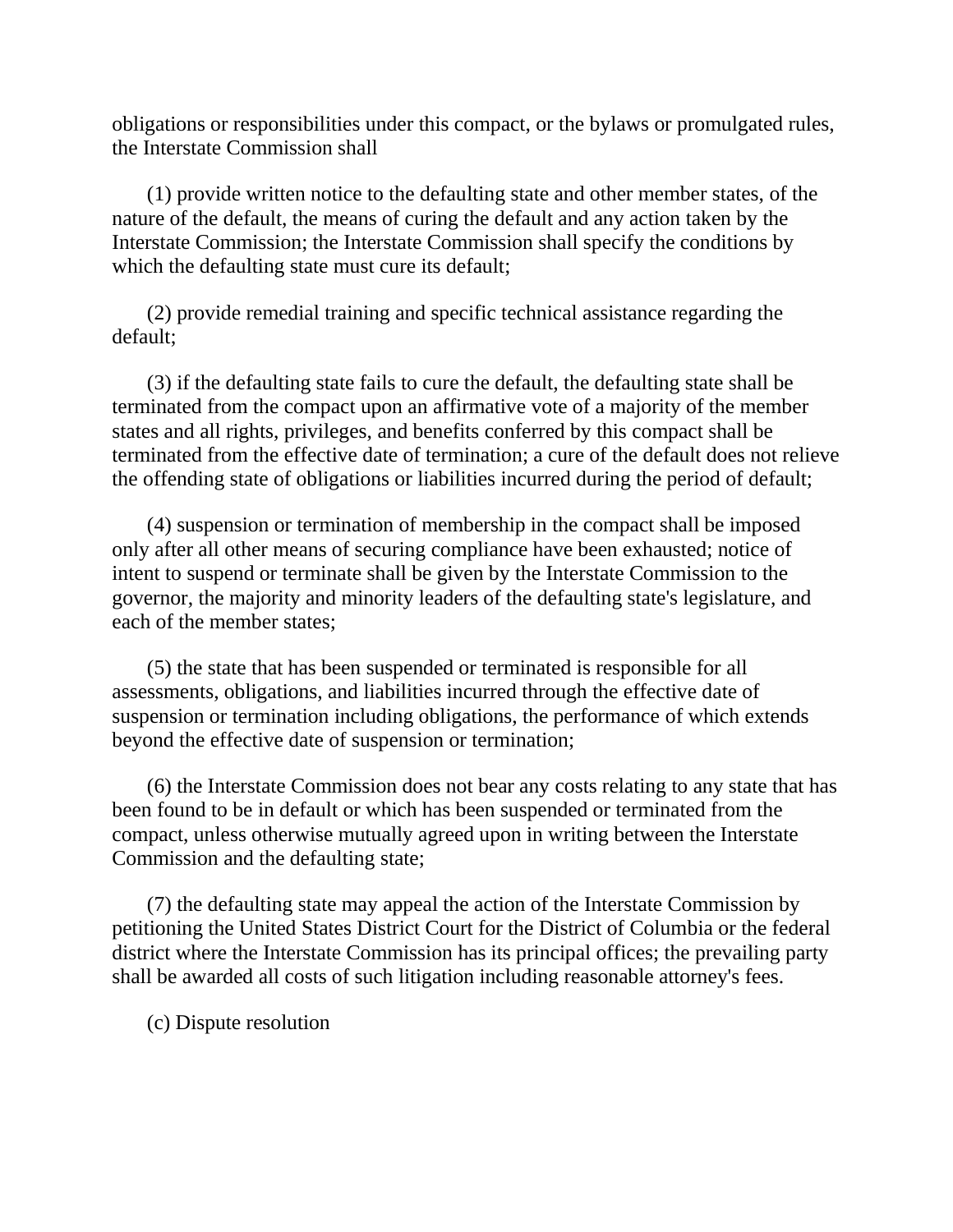obligations or responsibilities under this compact, or the bylaws or promulgated rules, the Interstate Commission shall

(1) provide written notice to the defaulting state and other member states, of the nature of the default, the means of curing the default and any action taken by the Interstate Commission; the Interstate Commission shall specify the conditions by which the defaulting state must cure its default;

(2) provide remedial training and specific technical assistance regarding the default;

(3) if the defaulting state fails to cure the default, the defaulting state shall be terminated from the compact upon an affirmative vote of a majority of the member states and all rights, privileges, and benefits conferred by this compact shall be terminated from the effective date of termination; a cure of the default does not relieve the offending state of obligations or liabilities incurred during the period of default;

(4) suspension or termination of membership in the compact shall be imposed only after all other means of securing compliance have been exhausted; notice of intent to suspend or terminate shall be given by the Interstate Commission to the governor, the majority and minority leaders of the defaulting state's legislature, and each of the member states;

(5) the state that has been suspended or terminated is responsible for all assessments, obligations, and liabilities incurred through the effective date of suspension or termination including obligations, the performance of which extends beyond the effective date of suspension or termination;

(6) the Interstate Commission does not bear any costs relating to any state that has been found to be in default or which has been suspended or terminated from the compact, unless otherwise mutually agreed upon in writing between the Interstate Commission and the defaulting state;

(7) the defaulting state may appeal the action of the Interstate Commission by petitioning the United States District Court for the District of Columbia or the federal district where the Interstate Commission has its principal offices; the prevailing party shall be awarded all costs of such litigation including reasonable attorney's fees.

(c) Dispute resolution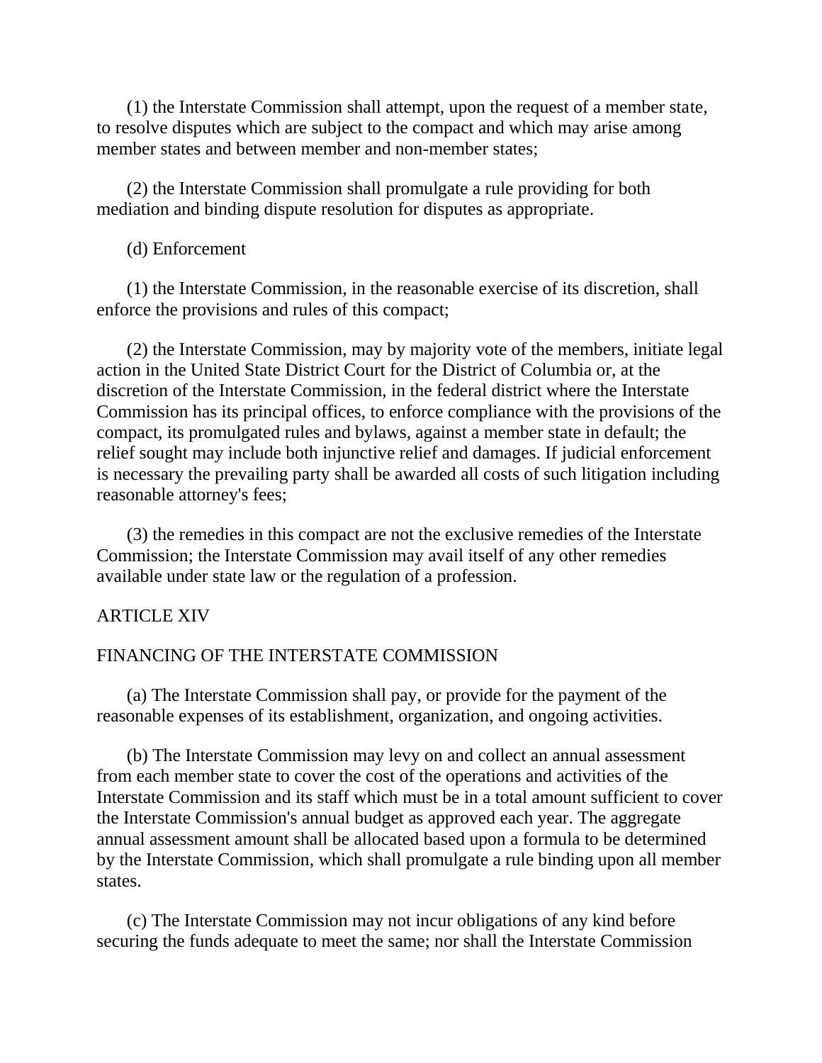(1) the Interstate Commission shall attempt, upon the request of a member state, to resolve disputes which are subject to the compact and which may arise among member states and between member and non-member states;

(2) the Interstate Commission shall promulgate a rule providing for both mediation and binding dispute resolution for disputes as appropriate.

(d) Enforcement

(1) the Interstate Commission, in the reasonable exercise of its discretion, shall enforce the provisions and rules of this compact;

(2) the Interstate Commission, may by majority vote of the members, initiate legal action in the United State District Court for the District of Columbia or, at the discretion of the Interstate Commission, in the federal district where the Interstate Commission has its principal offices, to enforce compliance with the provisions of the compact, its promulgated rules and bylaws, against a member state in default; the relief sought may include both injunctive relief and damages. If judicial enforcement is necessary the prevailing party shall be awarded all costs of such litigation including reasonable attorney's fees;

(3) the remedies in this compact are not the exclusive remedies of the Interstate Commission; the Interstate Commission may avail itself of any other remedies available under state law or the regulation of a profession.

ARTICLE XIV

FINANCING OF THE INTERSTATE COMMISSION

(a) The Interstate Commission shall pay, or provide for the payment of the reasonable expenses of its establishment, organization, and ongoing activities.

(b) The Interstate Commission may levy on and collect an annual assessment from each member state to cover the cost of the operations and activities of the Interstate Commission and its staff which must be in a total amount sufficient to cover the Interstate Commission's annual budget as approved each year. The aggregate annual assessment amount shall be allocated based upon a formula to be determined by the Interstate Commission, which shall promulgate a rule binding upon all member states.

(c) The Interstate Commission may not incur obligations of any kind before securing the funds adequate to meet the same; nor shall the Interstate Commission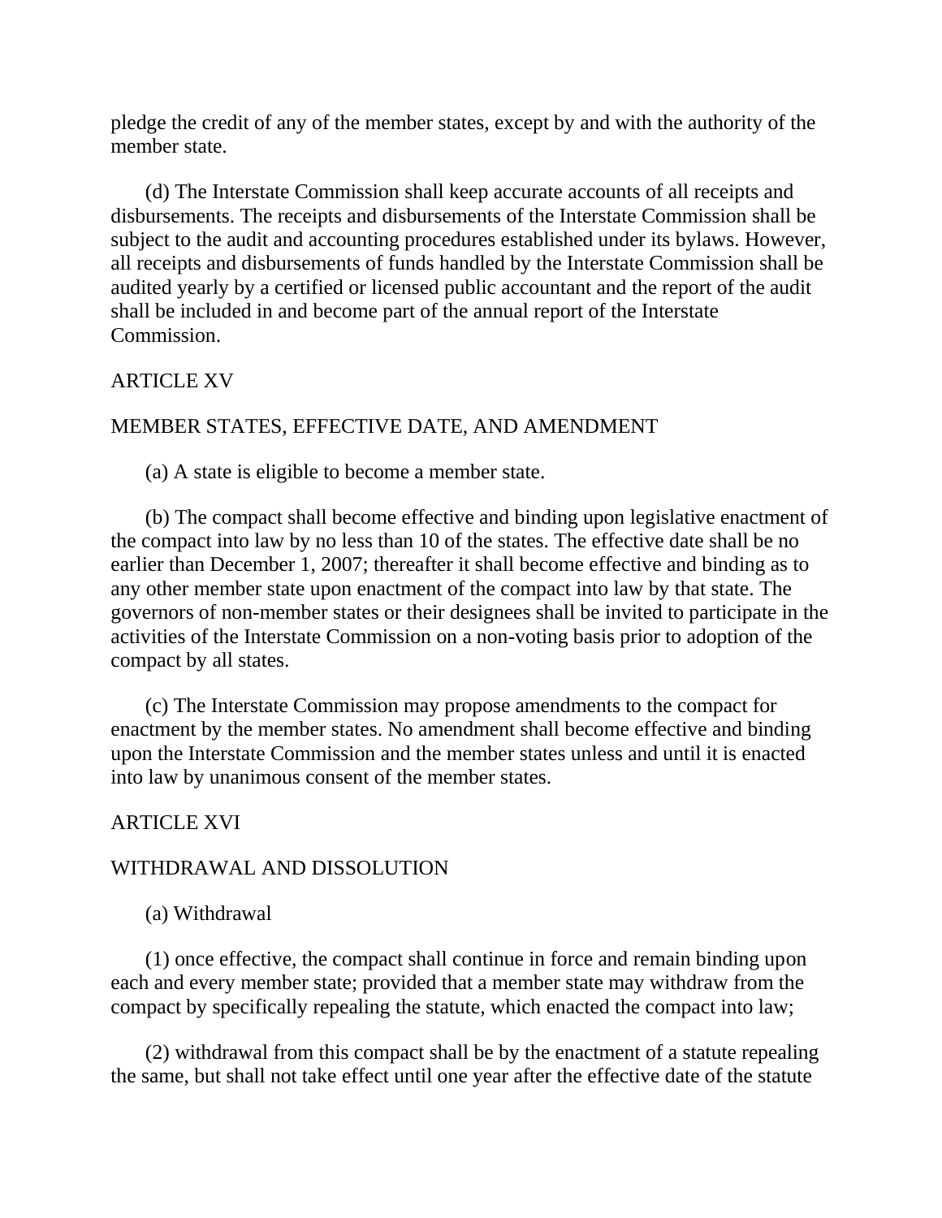pledge the credit of any of the member states, except by and with the authority of the member state.

(d) The Interstate Commission shall keep accurate accounts of all receipts and disbursements. The receipts and disbursements of the Interstate Commission shall be subject to the audit and accounting procedures established under its bylaws. However, all receipts and disbursements of funds handled by the Interstate Commission shall be audited yearly by a certified or licensed public accountant and the report of the audit shall be included in and become part of the annual report of the Interstate Commission.

ARTICLE XV

MEMBER STATES, EFFECTIVE DATE, AND AMENDMENT

(a) A state is eligible to become a member state.

(b) The compact shall become effective and binding upon legislative enactment of the compact into law by no less than 10 of the states. The effective date shall be no earlier than December 1, 2007; thereafter it shall become effective and binding as to any other member state upon enactment of the compact into law by that state. The governors of non-member states or their designees shall be invited to participate in the activities of the Interstate Commission on a non-voting basis prior to adoption of the compact by all states.

(c) The Interstate Commission may propose amendments to the compact for enactment by the member states. No amendment shall become effective and binding upon the Interstate Commission and the member states unless and until it is enacted into law by unanimous consent of the member states.

ARTICLE XVI

WITHDRAWAL AND DISSOLUTION

(a) Withdrawal

(1) once effective, the compact shall continue in force and remain binding upon each and every member state; provided that a member state may withdraw from the compact by specifically repealing the statute, which enacted the compact into law;

(2) withdrawal from this compact shall be by the enactment of a statute repealing the same, but shall not take effect until one year after the effective date of the statute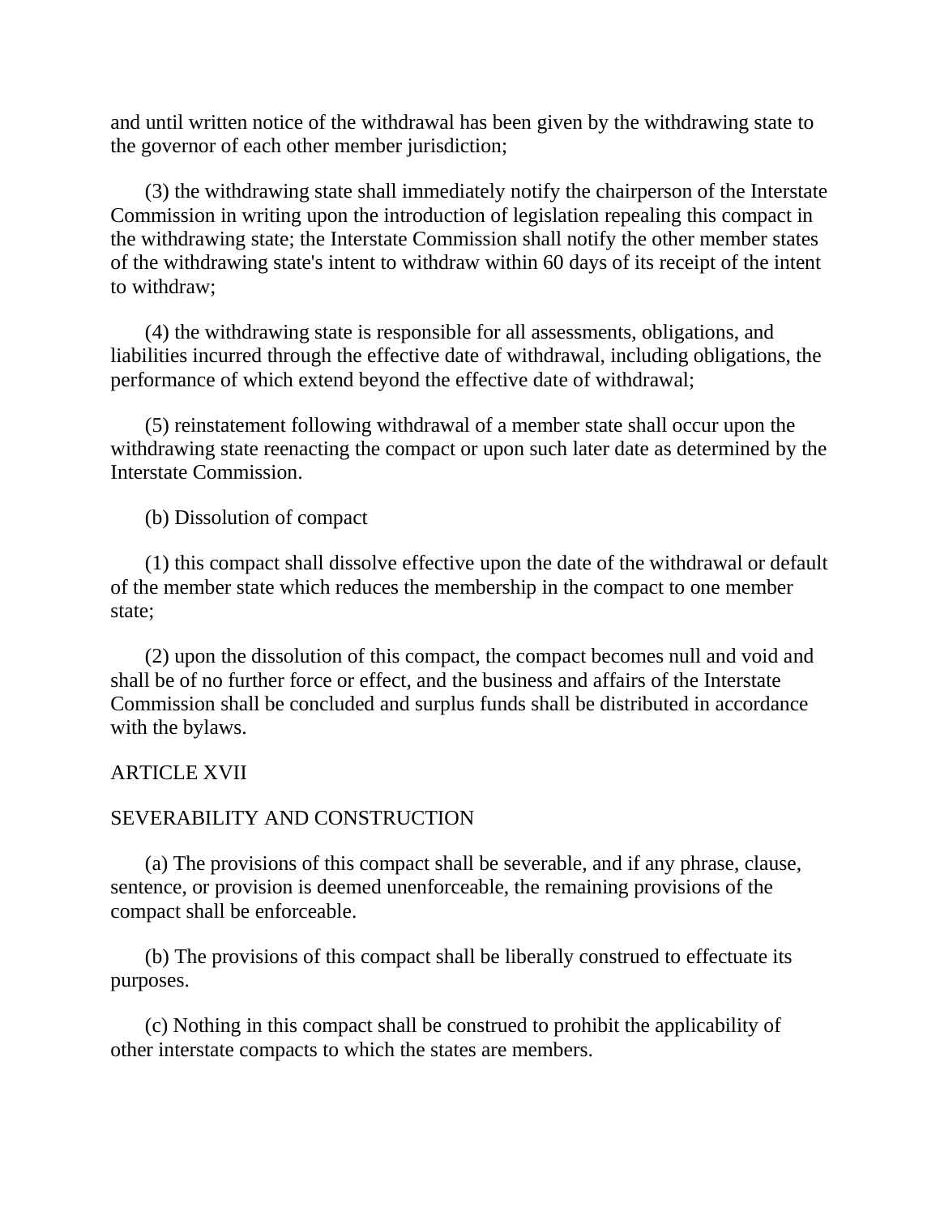and until written notice of the withdrawal has been given by the withdrawing state to the governor of each other member jurisdiction;

(3) the withdrawing state shall immediately notify the chairperson of the Interstate Commission in writing upon the introduction of legislation repealing this compact in the withdrawing state; the Interstate Commission shall notify the other member states of the withdrawing state's intent to withdraw within 60 days of its receipt of the intent to withdraw;

(4) the withdrawing state is responsible for all assessments, obligations, and liabilities incurred through the effective date of withdrawal, including obligations, the performance of which extend beyond the effective date of withdrawal;

(5) reinstatement following withdrawal of a member state shall occur upon the withdrawing state reenacting the compact or upon such later date as determined by the Interstate Commission.

(b) Dissolution of compact

(1) this compact shall dissolve effective upon the date of the withdrawal or default of the member state which reduces the membership in the compact to one member state;

(2) upon the dissolution of this compact, the compact becomes null and void and shall be of no further force or effect, and the business and affairs of the Interstate Commission shall be concluded and surplus funds shall be distributed in accordance with the bylaws.

ARTICLE XVII

SEVERABILITY AND CONSTRUCTION

(a) The provisions of this compact shall be severable, and if any phrase, clause, sentence, or provision is deemed unenforceable, the remaining provisions of the compact shall be enforceable.

(b) The provisions of this compact shall be liberally construed to effectuate its purposes.

(c) Nothing in this compact shall be construed to prohibit the applicability of other interstate compacts to which the states are members.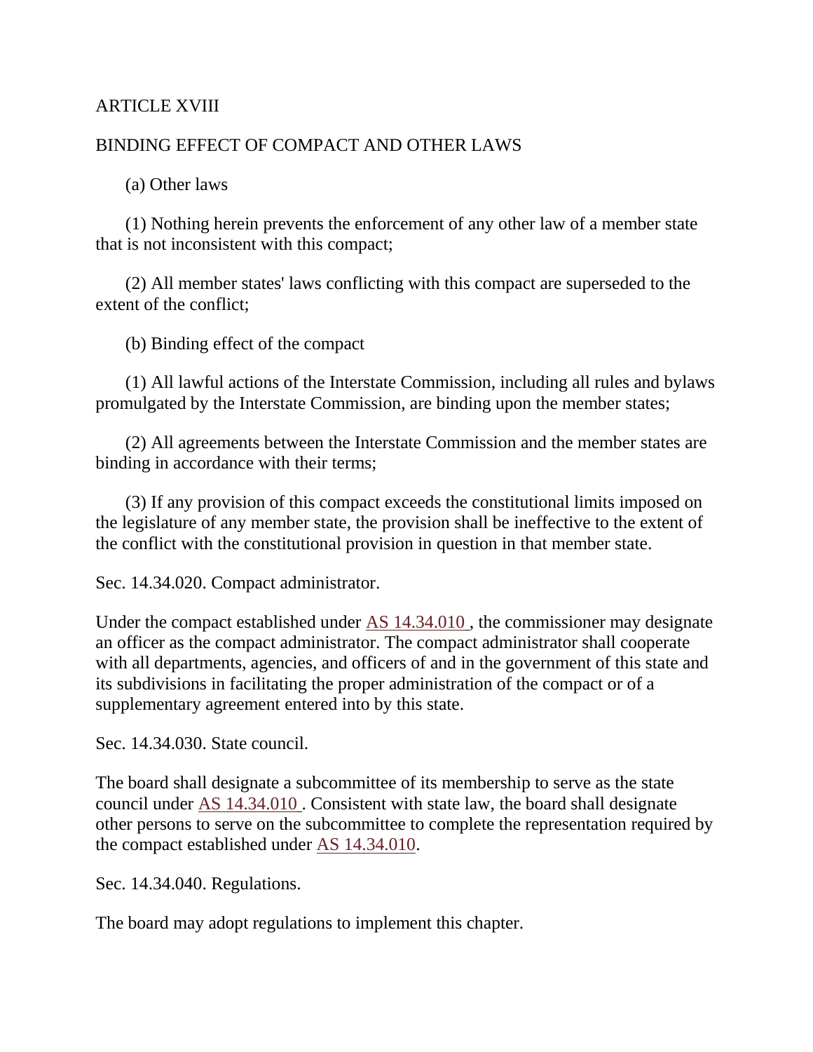ARTICLE XVIII

BINDING EFFECT OF COMPACT AND OTHER LAWS

(a) Other laws

(1) Nothing herein prevents the enforcement of any other law of a member state that is not inconsistent with this compact;

(2) All member states' laws conflicting with this compact are superseded to the extent of the conflict;

(b) Binding effect of the compact

(1) All lawful actions of the Interstate Commission, including all rules and bylaws promulgated by the Interstate Commission, are binding upon the member states;

(2) All agreements between the Interstate Commission and the member states are binding in accordance with their terms;

(3) If any provision of this compact exceeds the constitutional limits imposed on the legislature of any member state, the provision shall be ineffective to the extent of the conflict with the constitutional provision in question in that member state.

Sec. 14.34.020. Compact administrator.

Under the compact established under AS 14.34.010 , the commissioner may designate an officer as the compact administrator. The compact administrator shall cooperate with all departments, agencies, and officers of and in the government of this state and its subdivisions in facilitating the proper administration of the compact or of a supplementary agreement entered into by this state.

Sec. 14.34.030. State council.

The board shall designate a subcommittee of its membership to serve as the state council under AS 14.34.010 . Consistent with state law, the board shall designate other persons to serve on the subcommittee to complete the representation required by the compact established under AS 14.34.010.

Sec. 14.34.040. Regulations.

The board may adopt regulations to implement this chapter.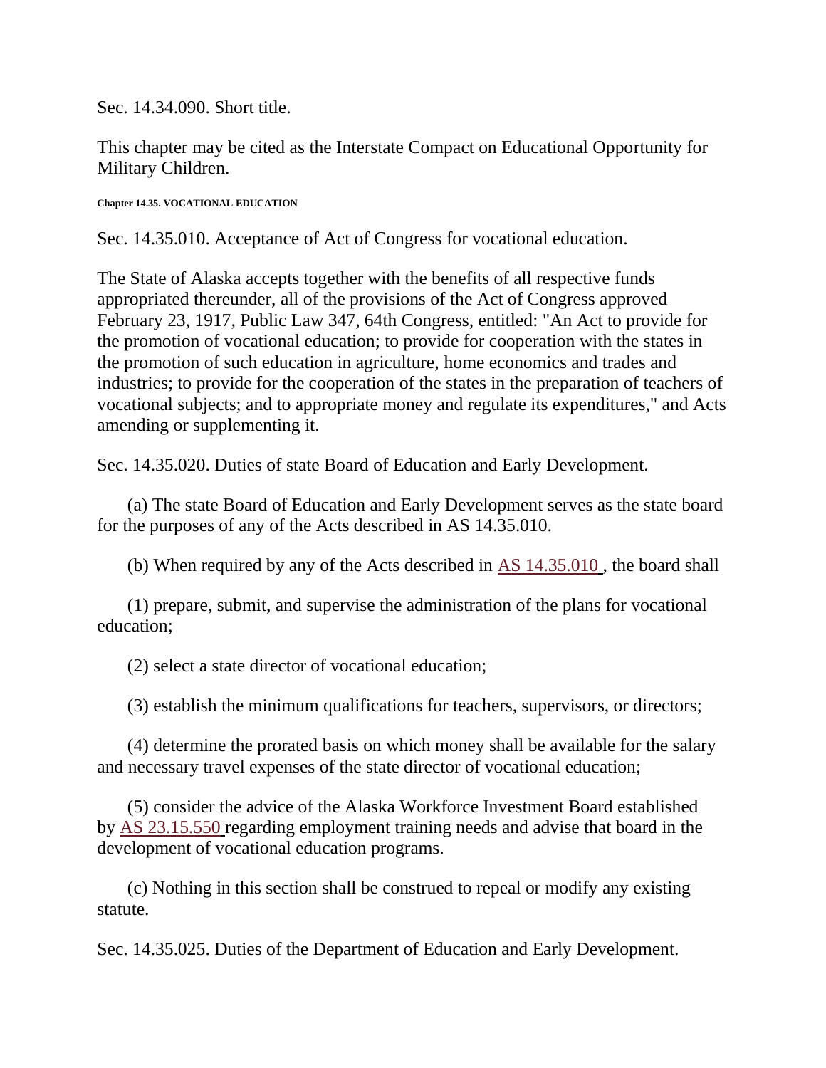Sec. 14.34.090. Short title.

This chapter may be cited as the Interstate Compact on Educational Opportunity for Military Children.

**Chapter 14.35. VOCATIONAL EDUCATION**

Sec. 14.35.010. Acceptance of Act of Congress for vocational education.

The State of Alaska accepts together with the benefits of all respective funds appropriated thereunder, all of the provisions of the Act of Congress approved February 23, 1917, Public Law 347, 64th Congress, entitled: "An Act to provide for the promotion of vocational education; to provide for cooperation with the states in the promotion of such education in agriculture, home economics and trades and industries; to provide for the cooperation of the states in the preparation of teachers of vocational subjects; and to appropriate money and regulate its expenditures," and Acts amending or supplementing it.

Sec. 14.35.020. Duties of state Board of Education and Early Development.

(a) The state Board of Education and Early Development serves as the state board for the purposes of any of the Acts described in AS 14.35.010.

(b) When required by any of the Acts described in AS 14.35.010 , the board shall

(1) prepare, submit, and supervise the administration of the plans for vocational education;

(2) select a state director of vocational education;

(3) establish the minimum qualifications for teachers, supervisors, or directors;

(4) determine the prorated basis on which money shall be available for the salary and necessary travel expenses of the state director of vocational education;

(5) consider the advice of the Alaska Workforce Investment Board established by AS 23.15.550 regarding employment training needs and advise that board in the development of vocational education programs.

(c) Nothing in this section shall be construed to repeal or modify any existing statute.

Sec. 14.35.025. Duties of the Department of Education and Early Development.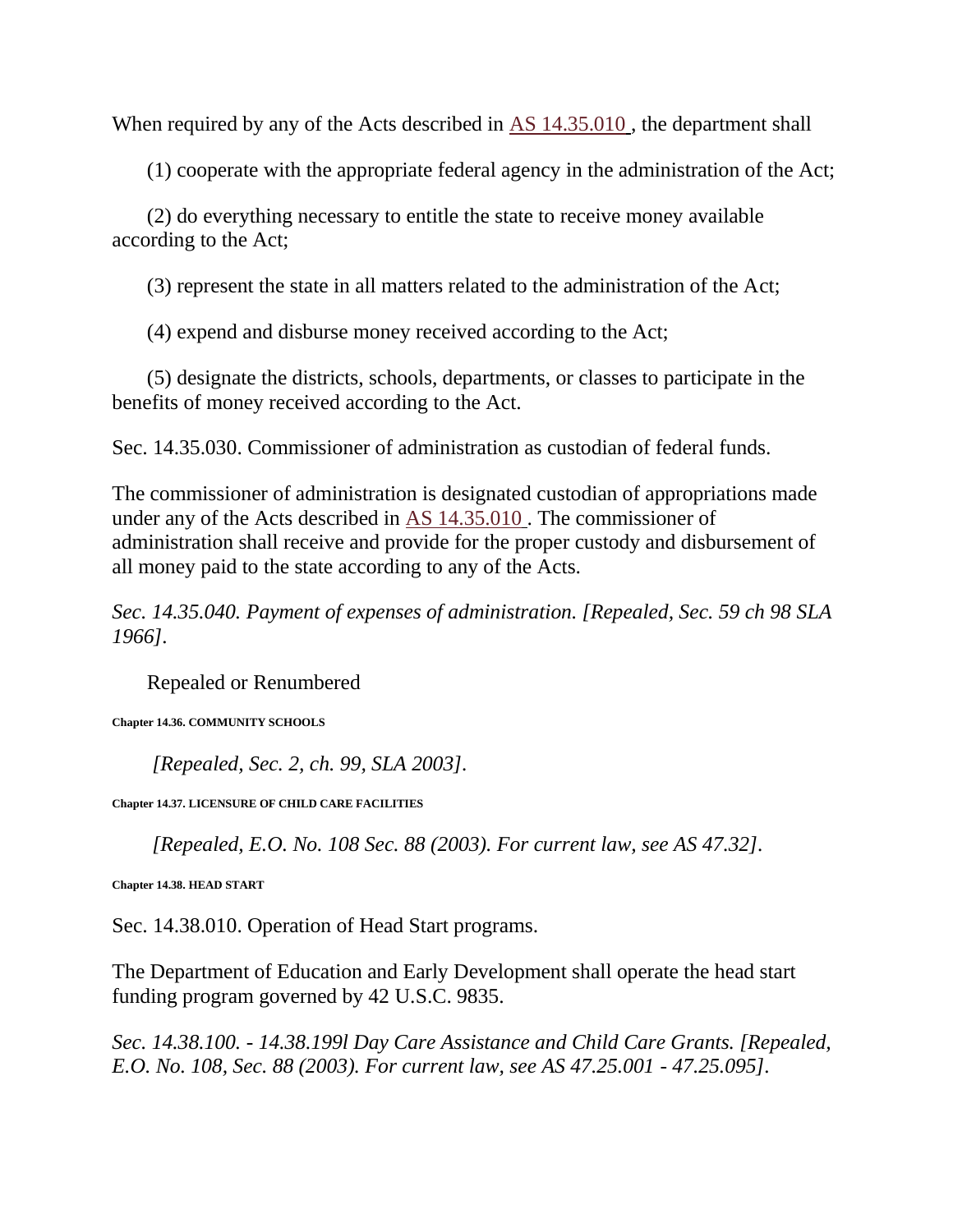When required by any of the Acts described in AS 14.35.010 , the department shall

(1) cooperate with the appropriate federal agency in the administration of the Act;

(2) do everything necessary to entitle the state to receive money available according to the Act;

(3) represent the state in all matters related to the administration of the Act;

(4) expend and disburse money received according to the Act;

(5) designate the districts, schools, departments, or classes to participate in the benefits of money received according to the Act.

Sec. 14.35.030. Commissioner of administration as custodian of federal funds.

The commissioner of administration is designated custodian of appropriations made under any of the Acts described in AS 14.35.010 . The commissioner of administration shall receive and provide for the proper custody and disbursement of all money paid to the state according to any of the Acts.

*Sec. 14.35.040. Payment of expenses of administration. [Repealed, Sec. 59 ch 98 SLA 1966].*

Repealed or Renumbered

**Chapter 14.36. COMMUNITY SCHOOLS**

*[Repealed, Sec. 2, ch. 99, SLA 2003].*

**Chapter 14.37. LICENSURE OF CHILD CARE FACILITIES**

*[Repealed, E.O. No. 108 Sec. 88 (2003). For current law, see AS 47.32].*

**Chapter 14.38. HEAD START**

Sec. 14.38.010. Operation of Head Start programs.

The Department of Education and Early Development shall operate the head start funding program governed by 42 U.S.C. 9835.

*Sec. 14.38.100. - 14.38.199l Day Care Assistance and Child Care Grants. [Repealed, E.O. No. 108, Sec. 88 (2003). For current law, see AS 47.25.001 - 47.25.095].*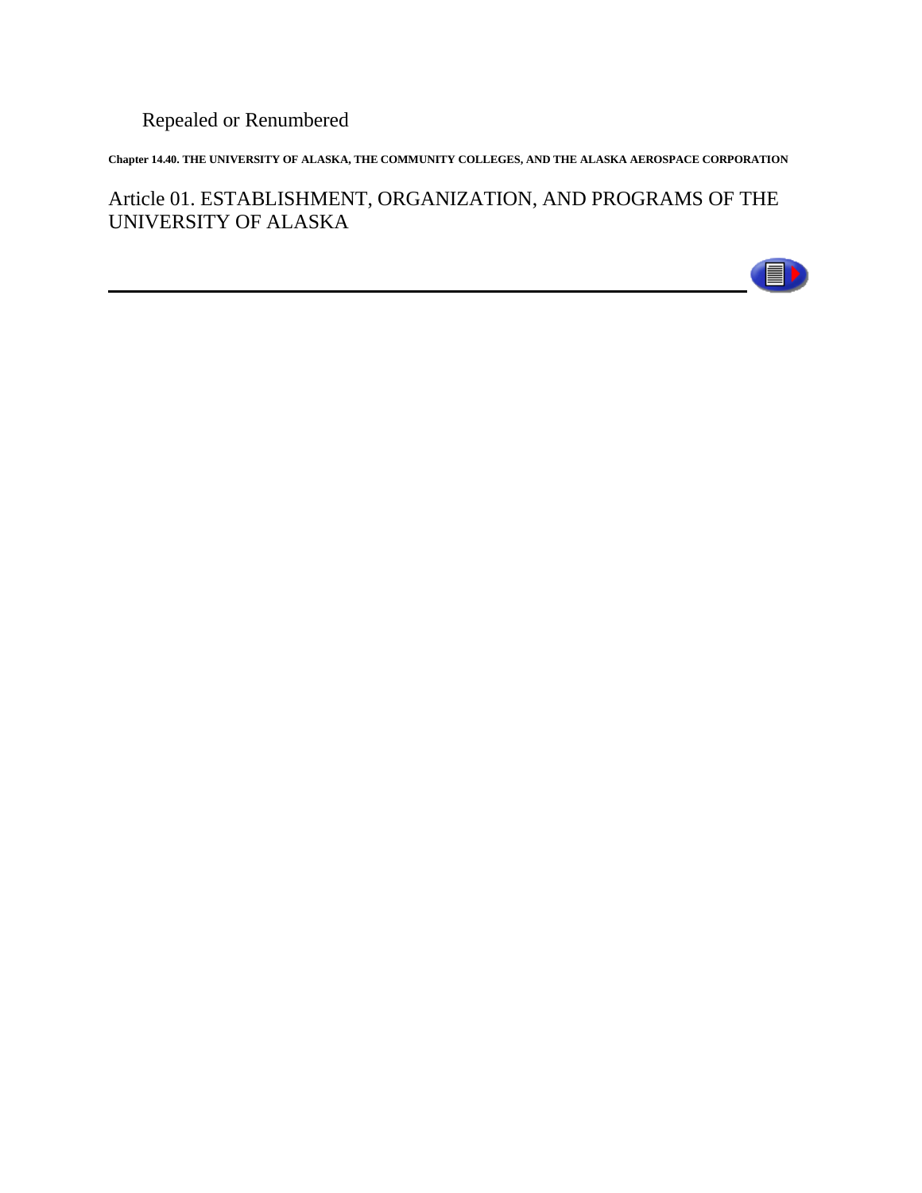Repealed or Renumbered

**Chapter 14.40. THE UNIVERSITY OF ALASKA, THE COMMUNITY COLLEGES, AND THE ALASKA AEROSPACE CORPORATION**

## Article 01. ESTABLISHMENT, ORGANIZATION, AND PROGRAMS OF THE UNIVERSITY OF ALASKA

---